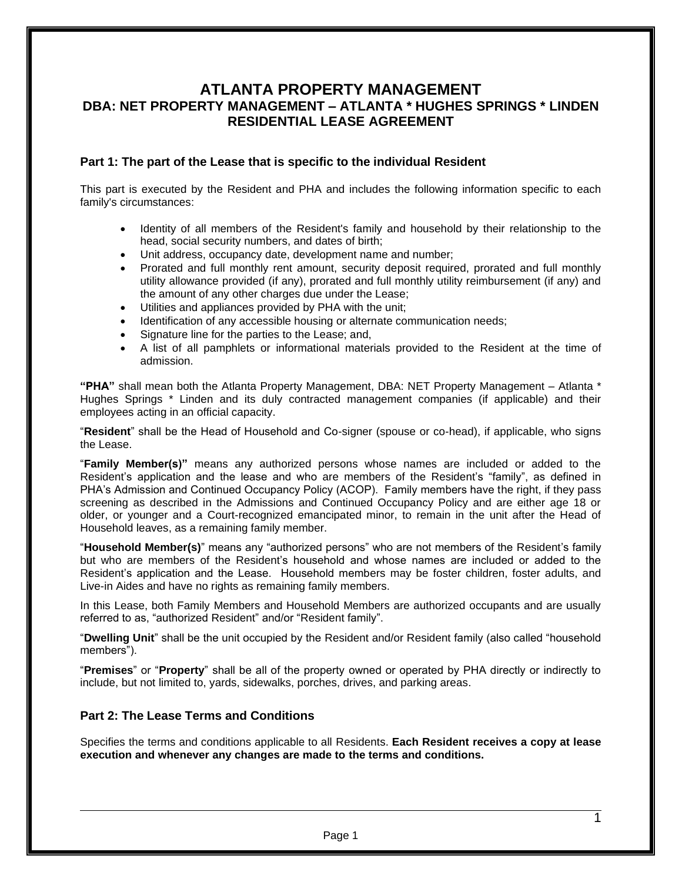# ATLANTA PROPERTY MANAGEMENT
## DBA: NET PROPERTY MANAGEMENT – ATLANTA * HUGHES SPRINGS * LINDEN
## RESIDENTIAL LEASE AGREEMENT

### Part 1: The part of the Lease that is specific to the individual Resident

This part is executed by the Resident and PHA and includes the following information specific to each family's circumstances:

- Identity of all members of the Resident's family and household by their relationship to the head, social security numbers, and dates of birth;
- Unit address, occupancy date, development name and number;
- Prorated and full monthly rent amount, security deposit required, prorated and full monthly utility allowance provided (if any), prorated and full monthly utility reimbursement (if any) and the amount of any other charges due under the Lease;
- Utilities and appliances provided by PHA with the unit;
- Identification of any accessible housing or alternate communication needs;
- Signature line for the parties to the Lease; and,
- A list of all pamphlets or informational materials provided to the Resident at the time of admission.

**"PHA"** shall mean both the Atlanta Property Management, DBA: NET Property Management – Atlanta * Hughes Springs * Linden and its duly contracted management companies (if applicable) and their employees acting in an official capacity.

"**Resident**" shall be the Head of Household and Co-signer (spouse or co-head), if applicable, who signs the Lease.

"**Family Member(s)"** means any authorized persons whose names are included or added to the Resident's application and the lease and who are members of the Resident's "family", as defined in PHA's Admission and Continued Occupancy Policy (ACOP). Family members have the right, if they pass screening as described in the Admissions and Continued Occupancy Policy and are either age 18 or older, or younger and a Court-recognized emancipated minor, to remain in the unit after the Head of Household leaves, as a remaining family member.

"**Household Member(s)**" means any "authorized persons" who are not members of the Resident's family but who are members of the Resident's household and whose names are included or added to the Resident's application and the Lease. Household members may be foster children, foster adults, and Live-in Aides and have no rights as remaining family members.

In this Lease, both Family Members and Household Members are authorized occupants and are usually referred to as, "authorized Resident" and/or "Resident family".

"**Dwelling Unit**" shall be the unit occupied by the Resident and/or Resident family (also called "household members").

"**Premises**" or "**Property**" shall be all of the property owned or operated by PHA directly or indirectly to include, but not limited to, yards, sidewalks, porches, drives, and parking areas.

### Part 2: The Lease Terms and Conditions

Specifies the terms and conditions applicable to all Residents. **Each Resident receives a copy at lease execution and whenever any changes are made to the terms and conditions.**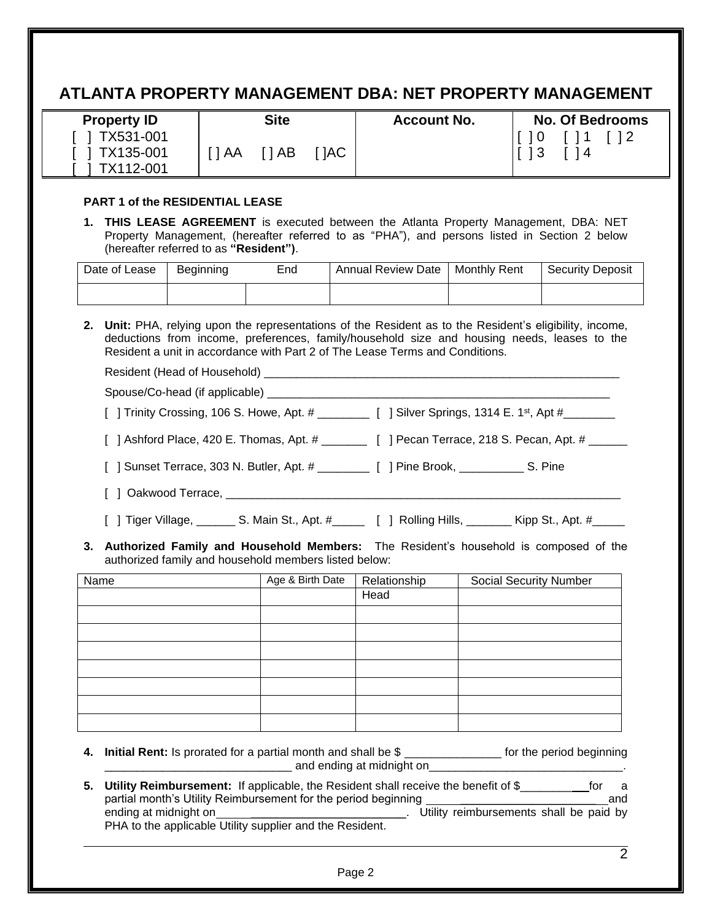## ATLANTA PROPERTY MANAGEMENT DBA: NET PROPERTY MANAGEMENT

| Property ID | Site | Account No. | No. Of Bedrooms |
|---|---|---|---|
| [ ] TX531-001<br>[ ] TX135-001<br>[ ] TX112-001 | [ ] AA [ ] AB [ ]AC | | [ ] 0 [ ] 1 [ ] 2<br>[ ] 3 [ ] 4 |

**PART 1 of the RESIDENTIAL LEASE**

1. **THIS LEASE AGREEMENT** is executed between the Atlanta Property Management, DBA: NET Property Management, (hereafter referred to as "PHA"), and persons listed in Section 2 below (hereafter referred to as **"Resident")**.

| Date of Lease | Beginning | End | Annual Review Date | Monthly Rent | Security Deposit |
|---|---|---|---|---|---|
| | | | | | |

2. **Unit:** PHA, relying upon the representations of the Resident as to the Resident's eligibility, income, deductions from income, preferences, family/household size and housing needs, leases to the Resident a unit in accordance with Part 2 of The Lease Terms and Conditions.

   Resident (Head of Household) ___________________________________________________________

   Spouse/Co-head (if applicable) ________________________________________________________

   [ ] Trinity Crossing, 106 S. Howe, Apt. # ________ [ ] Silver Springs, 1314 E. 1st, Apt #________

   [ ] Ashford Place, 420 E. Thomas, Apt. # _______ [ ] Pecan Terrace, 218 S. Pecan, Apt. # ______

   [ ] Sunset Terrace, 303 N. Butler, Apt. # ________ [ ] Pine Brook, __________ S. Pine

   [ ] Oakwood Terrace, _______________________________________________________________

   [ ] Tiger Village, ______ S. Main St., Apt. #_____ [ ] Rolling Hills, _______ Kipp St., Apt. #_____

3. **Authorized Family and Household Members:** The Resident's household is composed of the authorized family and household members listed below:

| Name | Age & Birth Date | Relationship | Social Security Number |
|---|---|---|---|
| | | Head | |
| | | | |
| | | | |
| | | | |
| | | | |
| | | | |
| | | | |
| | | | |

4. **Initial Rent:** Is prorated for a partial month and shall be $ _______________ for the period beginning ______________________________ and ending at midnight on_______________________________.

5. **Utility Reimbursement:** If applicable, the Resident shall receive the benefit of $___________for a partial month's Utility Reimbursement for the period beginning ____________________________and ending at midnight on_______________________________. Utility reimbursements shall be paid by PHA to the applicable Utility supplier and the Resident.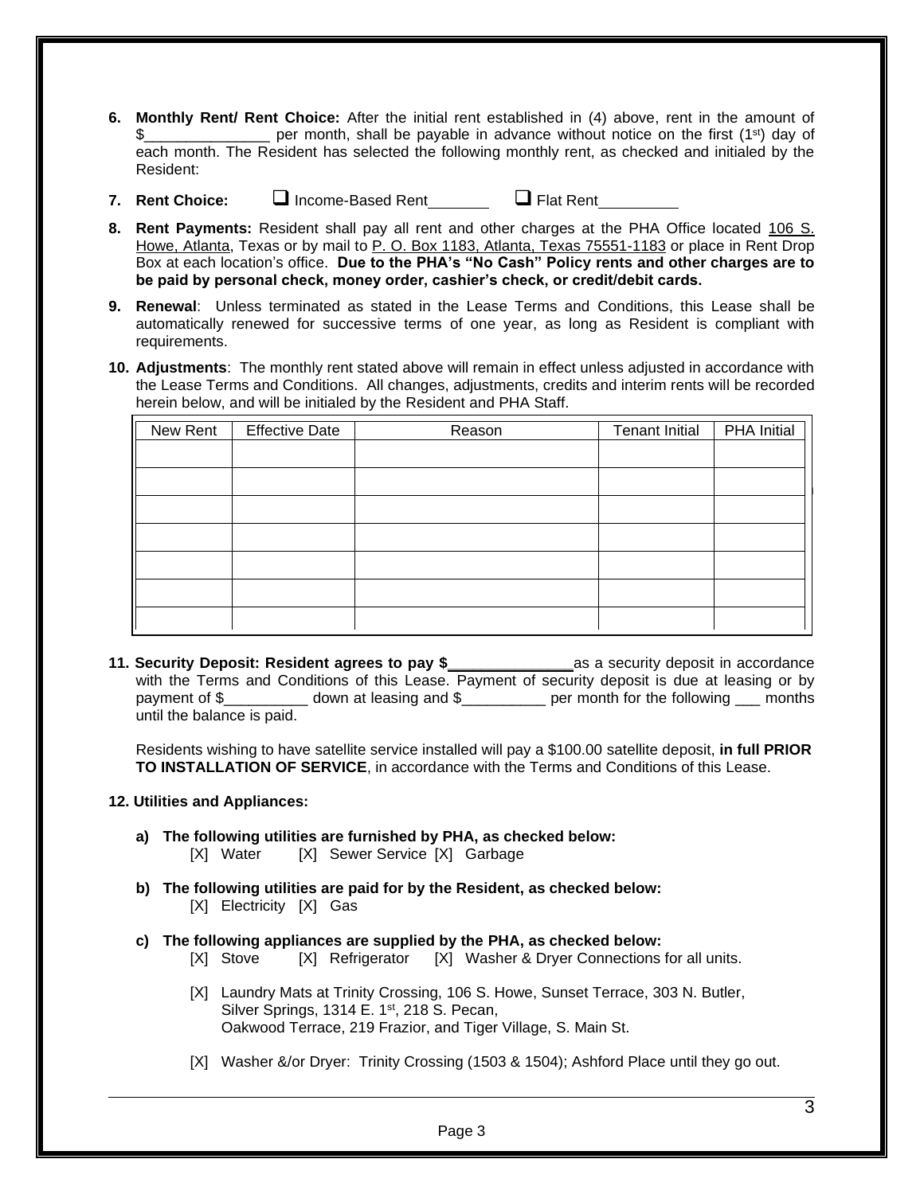6. **Monthly Rent/ Rent Choice:** After the initial rent established in (4) above, rent in the amount of $_______________ per month, shall be payable in advance without notice on the first (1st) day of each month. The Resident has selected the following monthly rent, as checked and initialed by the Resident:

7. **Rent Choice:** ☐ Income-Based Rent________ ☐ Flat Rent__________

8. **Rent Payments:** Resident shall pay all rent and other charges at the PHA Office located <u>106 S. Howe, Atlanta</u>, Texas or by mail to <u>P. O. Box 1183, Atlanta, Texas 75551-1183</u> or place in Rent Drop Box at each location's office. **Due to the PHA's "No Cash" Policy rents and other charges are to be paid by personal check, money order, cashier's check, or credit/debit cards.**

9. **Renewal**: Unless terminated as stated in the Lease Terms and Conditions, this Lease shall be automatically renewed for successive terms of one year, as long as Resident is compliant with requirements.

10. **Adjustments**: The monthly rent stated above will remain in effect unless adjusted in accordance with the Lease Terms and Conditions. All changes, adjustments, credits and interim rents will be recorded herein below, and will be initialed by the Resident and PHA Staff.

| New Rent | Effective Date | Reason | Tenant Initial | PHA Initial |
|---|---|---|---|---|
| | | | | |
| | | | | |
| | | | | |
| | | | | |
| | | | | |
| | | | | |
| | | | | |

11. **Security Deposit: Resident agrees to pay $_______________** as a security deposit in accordance with the Terms and Conditions of this Lease. Payment of security deposit is due at leasing or by payment of $__________ down at leasing and $__________ per month for the following ___ months until the balance is paid.

    Residents wishing to have satellite service installed will pay a $100.00 satellite deposit, **in full PRIOR TO INSTALLATION OF SERVICE**, in accordance with the Terms and Conditions of this Lease.

12. **Utilities and Appliances:**

    a) **The following utilities are furnished by PHA, as checked below:**
       [X] Water [X] Sewer Service [X] Garbage

    b) **The following utilities are paid for by the Resident, as checked below:**
       [X] Electricity [X] Gas

    c) **The following appliances are supplied by the PHA, as checked below:**
       [X] Stove [X] Refrigerator [X] Washer & Dryer Connections for all units.

       [X] Laundry Mats at Trinity Crossing, 106 S. Howe, Sunset Terrace, 303 N. Butler, Silver Springs, 1314 E. 1st, 218 S. Pecan, Oakwood Terrace, 219 Frazior, and Tiger Village, S. Main St.

       [X] Washer &/or Dryer: Trinity Crossing (1503 & 1504); Ashford Place until they go out.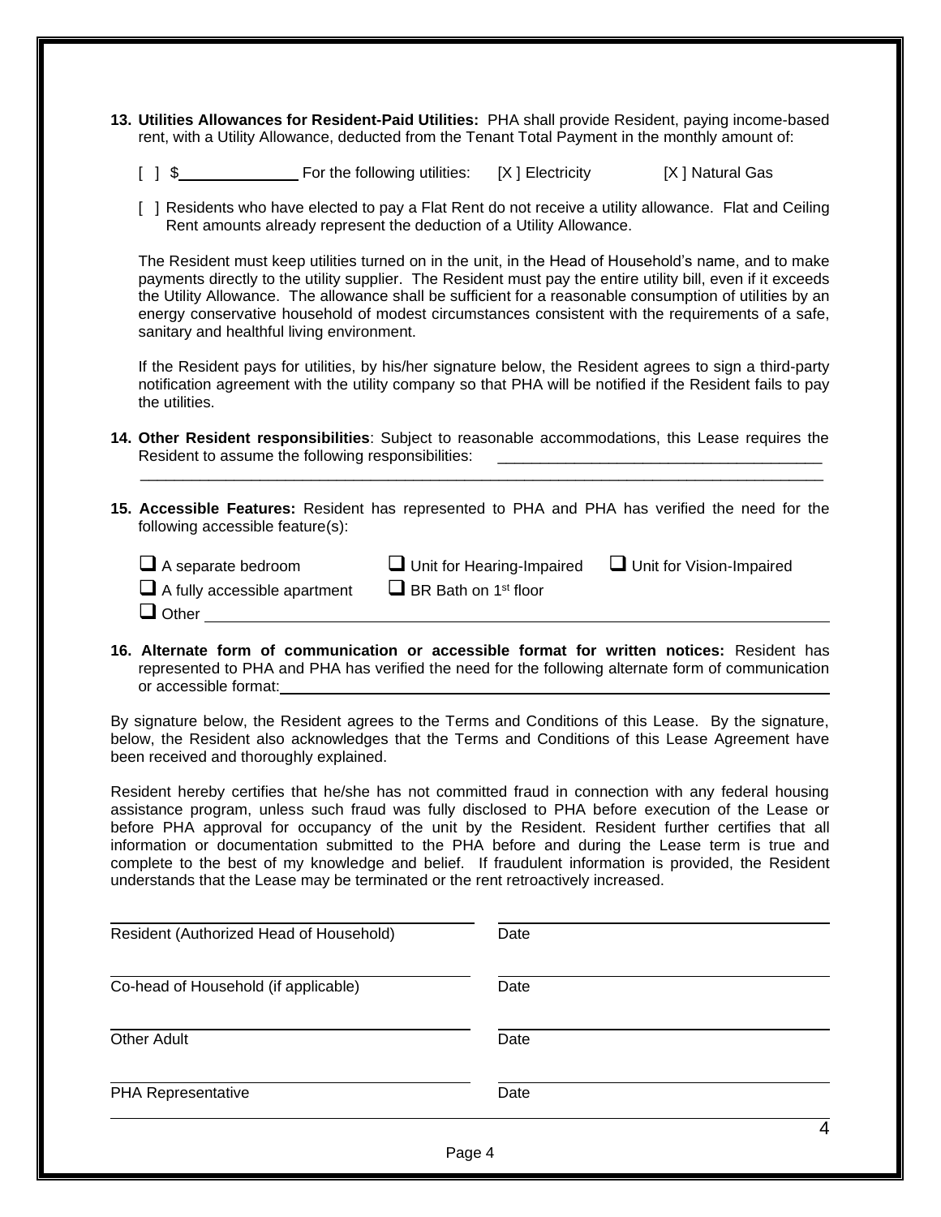**13. Utilities Allowances for Resident-Paid Utilities:** PHA shall provide Resident, paying income-based rent, with a Utility Allowance, deducted from the Tenant Total Payment in the monthly amount of:

[ ] $______________ For the following utilities: [X ] Electricity [X ] Natural Gas

[ ] Residents who have elected to pay a Flat Rent do not receive a utility allowance. Flat and Ceiling Rent amounts already represent the deduction of a Utility Allowance.

The Resident must keep utilities turned on in the unit, in the Head of Household's name, and to make payments directly to the utility supplier. The Resident must pay the entire utility bill, even if it exceeds the Utility Allowance. The allowance shall be sufficient for a reasonable consumption of utilities by an energy conservative household of modest circumstances consistent with the requirements of a safe, sanitary and healthful living environment.

If the Resident pays for utilities, by his/her signature below, the Resident agrees to sign a third-party notification agreement with the utility company so that PHA will be notified if the Resident fails to pay the utilities.

**14. Other Resident responsibilities**: Subject to reasonable accommodations, this Lease requires the Resident to assume the following responsibilities: ______________________________________
_____________________________________________________________________________________

**15. Accessible Features:** Resident has represented to PHA and PHA has verified the need for the following accessible feature(s):

- ❑ A separate bedroom
- ❑ Unit for Hearing-Impaired
- ❑ Unit for Vision-Impaired
- ❑ A fully accessible apartment
- ❑ BR Bath on 1st floor
- ❑ Other ______________________________________________________________________

**16. Alternate form of communication or accessible format for written notices:** Resident has represented to PHA and PHA has verified the need for the following alternate form of communication or accessible format:______________________________________________________________

By signature below, the Resident agrees to the Terms and Conditions of this Lease. By the signature, below, the Resident also acknowledges that the Terms and Conditions of this Lease Agreement have been received and thoroughly explained.

Resident hereby certifies that he/she has not committed fraud in connection with any federal housing assistance program, unless such fraud was fully disclosed to PHA before execution of the Lease or before PHA approval for occupancy of the unit by the Resident. Resident further certifies that all information or documentation submitted to the PHA before and during the Lease term is true and complete to the best of my knowledge and belief. If fraudulent information is provided, the Resident understands that the Lease may be terminated or the rent retroactively increased.

______________________________________ ______________________________________
Resident (Authorized Head of Household) Date

______________________________________ ______________________________________
Co-head of Household (if applicable) Date

______________________________________ ______________________________________
Other Adult Date

______________________________________ ______________________________________
PHA Representative Date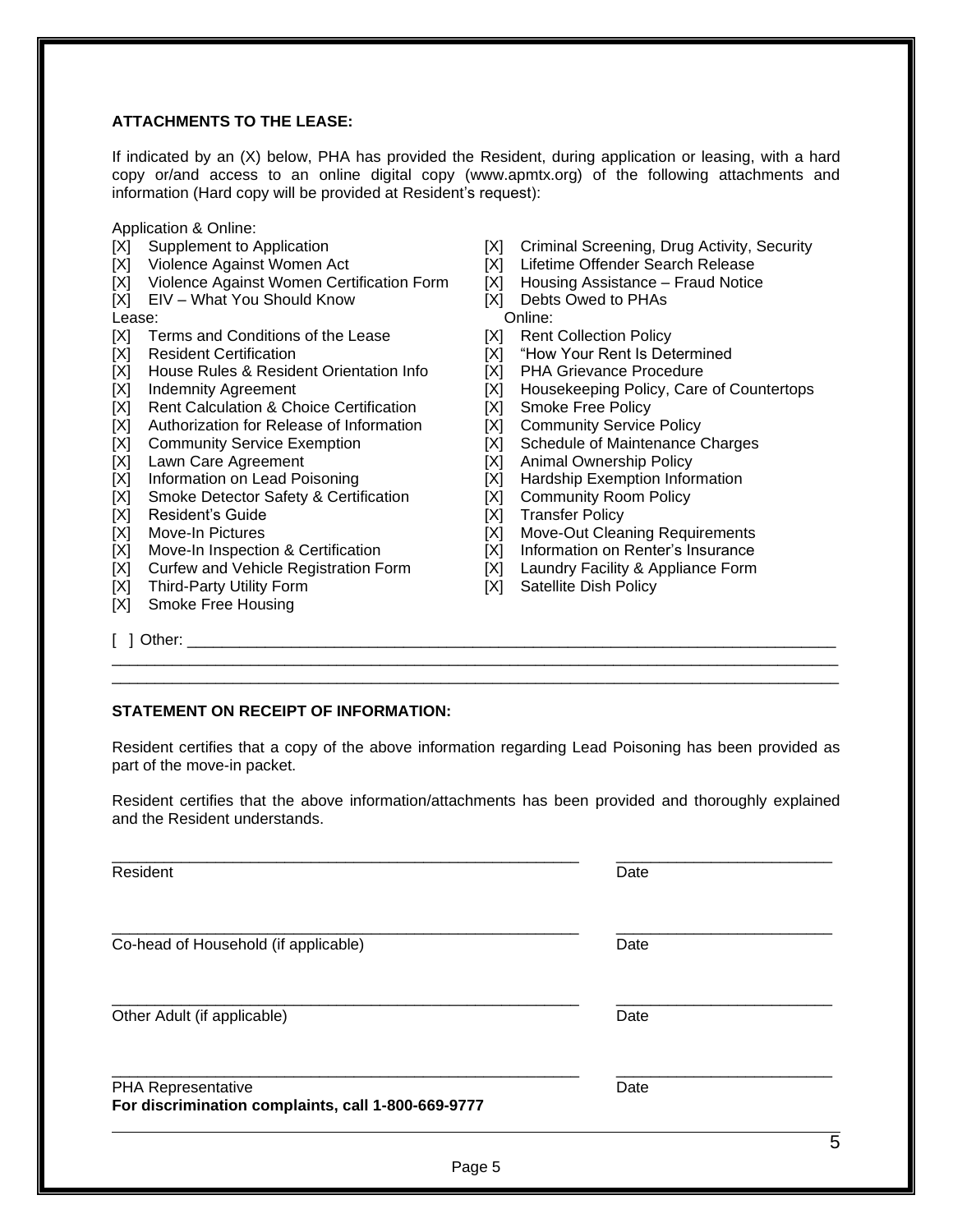**ATTACHMENTS TO THE LEASE:**

If indicated by an (X) below, PHA has provided the Resident, during application or leasing, with a hard copy or/and access to an online digital copy (www.apmtx.org) of the following attachments and information (Hard copy will be provided at Resident's request):

Application & Online:

- [X] Supplement to Application
- [X] Violence Against Women Act
- [X] Violence Against Women Certification Form
- [X] EIV – What You Should Know
- [X] Criminal Screening, Drug Activity, Security
- [X] Lifetime Offender Search Release
- [X] Housing Assistance – Fraud Notice
- [X] Debts Owed to PHAs

Lease:

- [X] Terms and Conditions of the Lease
- [X] Resident Certification
- [X] House Rules & Resident Orientation Info
- [X] Indemnity Agreement
- [X] Rent Calculation & Choice Certification
- [X] Authorization for Release of Information
- [X] Community Service Exemption
- [X] Lawn Care Agreement
- [X] Information on Lead Poisoning
- [X] Smoke Detector Safety & Certification
- [X] Resident's Guide
- [X] Move-In Pictures
- [X] Move-In Inspection & Certification
- [X] Curfew and Vehicle Registration Form
- [X] Third-Party Utility Form
- [X] Smoke Free Housing

Online:

- [X] Rent Collection Policy
- [X] "How Your Rent Is Determined
- [X] PHA Grievance Procedure
- [X] Housekeeping Policy, Care of Countertops
- [X] Smoke Free Policy
- [X] Community Service Policy
- [X] Schedule of Maintenance Charges
- [X] Animal Ownership Policy
- [X] Hardship Exemption Information
- [X] Community Room Policy
- [X] Transfer Policy
- [X] Move-Out Cleaning Requirements
- [X] Information on Renter's Insurance
- [X] Laundry Facility & Appliance Form
- [X] Satellite Dish Policy

[ ] Other: ______________________________________________________________________________
_____________________________________________________________________________________
_____________________________________________________________________________________

**STATEMENT ON RECEIPT OF INFORMATION:**

Resident certifies that a copy of the above information regarding Lead Poisoning has been provided as part of the move-in packet.

Resident certifies that the above information/attachments has been provided and thoroughly explained and the Resident understands.

_______________________________________________________ _________________________
Resident Date

_______________________________________________________ _________________________
Co-head of Household (if applicable) Date

_______________________________________________________ _________________________
Other Adult (if applicable) Date

_______________________________________________________ _________________________
PHA Representative Date

**For discrimination complaints, call 1-800-669-9777**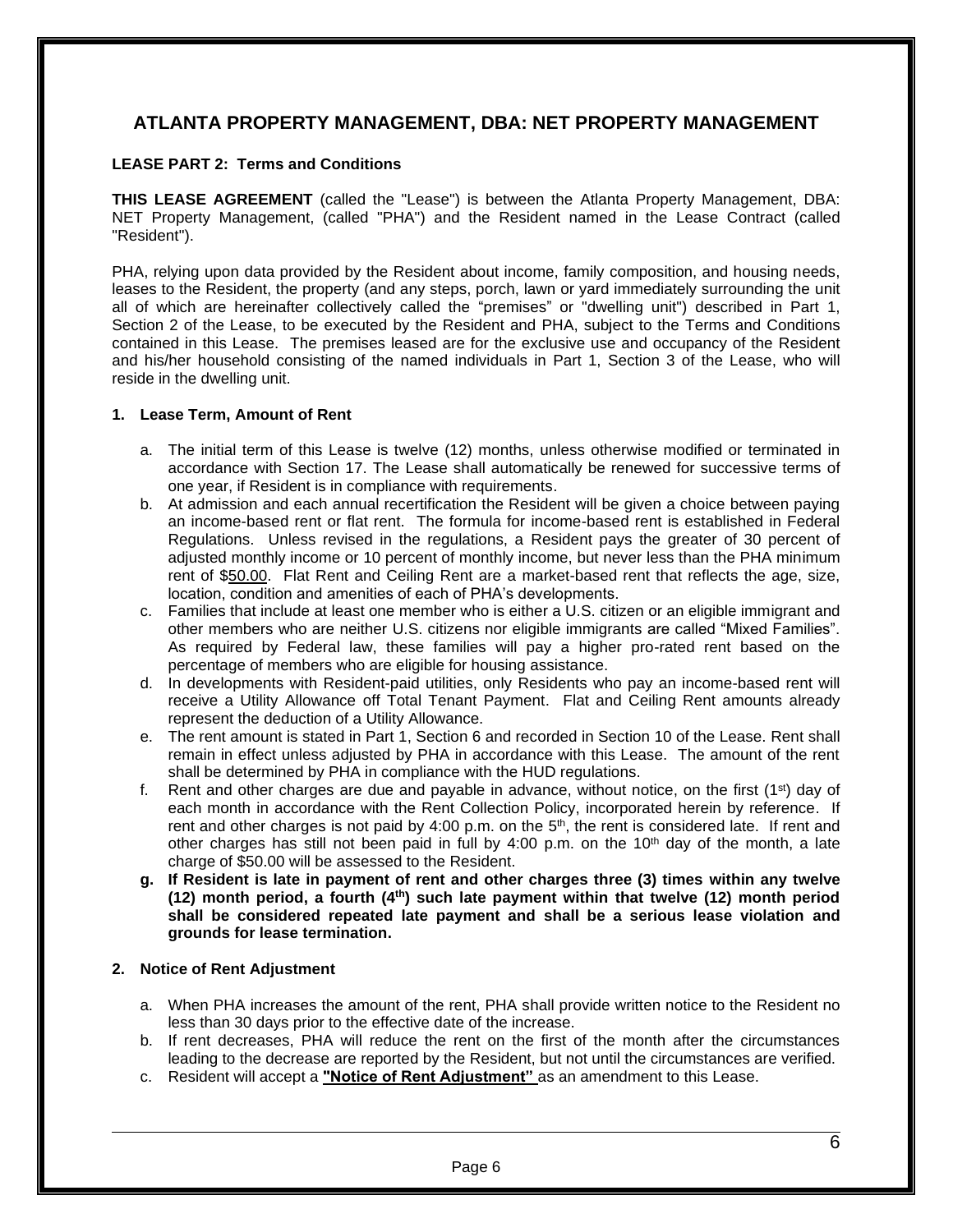## ATLANTA PROPERTY MANAGEMENT, DBA: NET PROPERTY MANAGEMENT

**LEASE PART 2: Terms and Conditions**

**THIS LEASE AGREEMENT** (called the "Lease") is between the Atlanta Property Management, DBA: NET Property Management, (called "PHA") and the Resident named in the Lease Contract (called "Resident").

PHA, relying upon data provided by the Resident about income, family composition, and housing needs, leases to the Resident, the property (and any steps, porch, lawn or yard immediately surrounding the unit all of which are hereinafter collectively called the "premises" or "dwelling unit") described in Part 1, Section 2 of the Lease, to be executed by the Resident and PHA, subject to the Terms and Conditions contained in this Lease. The premises leased are for the exclusive use and occupancy of the Resident and his/her household consisting of the named individuals in Part 1, Section 3 of the Lease, who will reside in the dwelling unit.

**1. Lease Term, Amount of Rent**

a. The initial term of this Lease is twelve (12) months, unless otherwise modified or terminated in accordance with Section 17. The Lease shall automatically be renewed for successive terms of one year, if Resident is in compliance with requirements.

b. At admission and each annual recertification the Resident will be given a choice between paying an income-based rent or flat rent. The formula for income-based rent is established in Federal Regulations. Unless revised in the regulations, a Resident pays the greater of 30 percent of adjusted monthly income or 10 percent of monthly income, but never less than the PHA minimum rent of $50.00. Flat Rent and Ceiling Rent are a market-based rent that reflects the age, size, location, condition and amenities of each of PHA's developments.

c. Families that include at least one member who is either a U.S. citizen or an eligible immigrant and other members who are neither U.S. citizens nor eligible immigrants are called "Mixed Families". As required by Federal law, these families will pay a higher pro-rated rent based on the percentage of members who are eligible for housing assistance.

d. In developments with Resident-paid utilities, only Residents who pay an income-based rent will receive a Utility Allowance off Total Tenant Payment. Flat and Ceiling Rent amounts already represent the deduction of a Utility Allowance.

e. The rent amount is stated in Part 1, Section 6 and recorded in Section 10 of the Lease. Rent shall remain in effect unless adjusted by PHA in accordance with this Lease. The amount of the rent shall be determined by PHA in compliance with the HUD regulations.

f. Rent and other charges are due and payable in advance, without notice, on the first (1st) day of each month in accordance with the Rent Collection Policy, incorporated herein by reference. If rent and other charges is not paid by 4:00 p.m. on the 5th, the rent is considered late. If rent and other charges has still not been paid in full by 4:00 p.m. on the 10th day of the month, a late charge of $50.00 will be assessed to the Resident.

**g. If Resident is late in payment of rent and other charges three (3) times within any twelve (12) month period, a fourth (4th) such late payment within that twelve (12) month period shall be considered repeated late payment and shall be a serious lease violation and grounds for lease termination.**

**2. Notice of Rent Adjustment**

a. When PHA increases the amount of the rent, PHA shall provide written notice to the Resident no less than 30 days prior to the effective date of the increase.

b. If rent decreases, PHA will reduce the rent on the first of the month after the circumstances leading to the decrease are reported by the Resident, but not until the circumstances are verified.

c. Resident will accept a **"Notice of Rent Adjustment"** as an amendment to this Lease.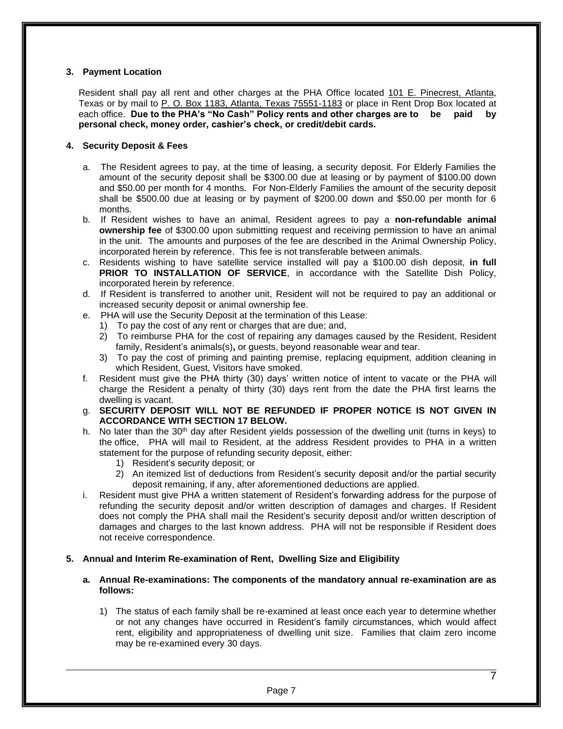### 3. Payment Location

Resident shall pay all rent and other charges at the PHA Office located 101 E. Pinecrest, Atlanta, Texas or by mail to P. O. Box 1183, Atlanta, Texas 75551-1183 or place in Rent Drop Box located at each office. **Due to the PHA's "No Cash" Policy rents and other charges are to be paid by personal check, money order, cashier's check, or credit/debit cards.**

### 4. Security Deposit & Fees

a. The Resident agrees to pay, at the time of leasing, a security deposit. For Elderly Families the amount of the security deposit shall be $300.00 due at leasing or by payment of $100.00 down and $50.00 per month for 4 months. For Non-Elderly Families the amount of the security deposit shall be $500.00 due at leasing or by payment of $200.00 down and $50.00 per month for 6 months.

b. If Resident wishes to have an animal, Resident agrees to pay a **non-refundable animal ownership fee** of $300.00 upon submitting request and receiving permission to have an animal in the unit. The amounts and purposes of the fee are described in the Animal Ownership Policy, incorporated herein by reference. This fee is not transferable between animals.

c. Residents wishing to have satellite service installed will pay a $100.00 dish deposit, **in full PRIOR TO INSTALLATION OF SERVICE**, in accordance with the Satellite Dish Policy, incorporated herein by reference.

d. If Resident is transferred to another unit, Resident will not be required to pay an additional or increased security deposit or animal ownership fee.

e. PHA will use the Security Deposit at the termination of this Lease:
   1) To pay the cost of any rent or charges that are due; and,
   2) To reimburse PHA for the cost of repairing any damages caused by the Resident, Resident family, Resident's animals(s)**,** or guests, beyond reasonable wear and tear.
   3) To pay the cost of priming and painting premise, replacing equipment, addition cleaning in which Resident, Guest, Visitors have smoked.

f. Resident must give the PHA thirty (30) days' written notice of intent to vacate or the PHA will charge the Resident a penalty of thirty (30) days rent from the date the PHA first learns the dwelling is vacant.

g. **SECURITY DEPOSIT WILL NOT BE REFUNDED IF PROPER NOTICE IS NOT GIVEN IN ACCORDANCE WITH SECTION 17 BELOW.**

h. No later than the 30th day after Resident yields possession of the dwelling unit (turns in keys) to the office, PHA will mail to Resident, at the address Resident provides to PHA in a written statement for the purpose of refunding security deposit, either:
   1) Resident's security deposit; or
   2) An itemized list of deductions from Resident's security deposit and/or the partial security deposit remaining, if any, after aforementioned deductions are applied.

i. Resident must give PHA a written statement of Resident's forwarding address for the purpose of refunding the security deposit and/or written description of damages and charges. If Resident does not comply the PHA shall mail the Resident's security deposit and/or written description of damages and charges to the last known address. PHA will not be responsible if Resident does not receive correspondence.

### 5. Annual and Interim Re-examination of Rent, Dwelling Size and Eligibility

**a. Annual Re-examinations: The components of the mandatory annual re-examination are as follows:**

1) The status of each family shall be re-examined at least once each year to determine whether or not any changes have occurred in Resident's family circumstances, which would affect rent, eligibility and appropriateness of dwelling unit size. Families that claim zero income may be re-examined every 30 days.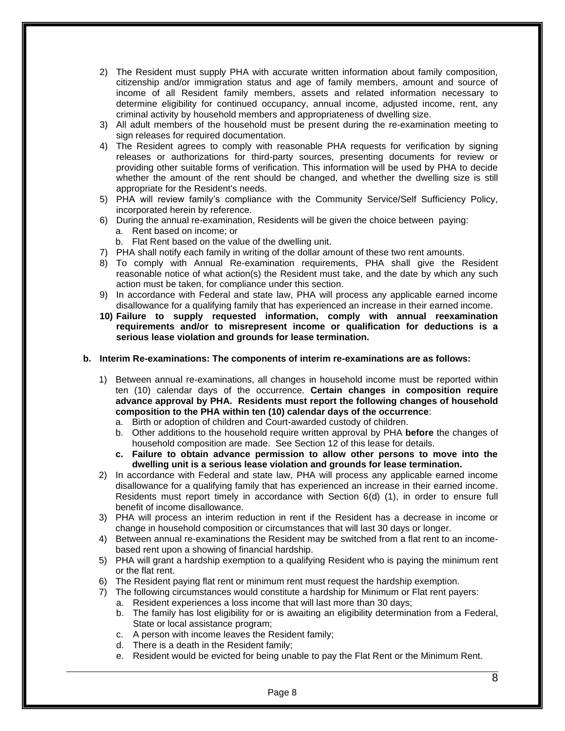2) The Resident must supply PHA with accurate written information about family composition, citizenship and/or immigration status and age of family members, amount and source of income of all Resident family members, assets and related information necessary to determine eligibility for continued occupancy, annual income, adjusted income, rent, any criminal activity by household members and appropriateness of dwelling size.
3) All adult members of the household must be present during the re-examination meeting to sign releases for required documentation.
4) The Resident agrees to comply with reasonable PHA requests for verification by signing releases or authorizations for third-party sources, presenting documents for review or providing other suitable forms of verification. This information will be used by PHA to decide whether the amount of the rent should be changed, and whether the dwelling size is still appropriate for the Resident's needs.
5) PHA will review family's compliance with the Community Service/Self Sufficiency Policy, incorporated herein by reference.
6) During the annual re-examination, Residents will be given the choice between paying:
   a. Rent based on income; or
   b. Flat Rent based on the value of the dwelling unit.
7) PHA shall notify each family in writing of the dollar amount of these two rent amounts.
8) To comply with Annual Re-examination requirements, PHA shall give the Resident reasonable notice of what action(s) the Resident must take, and the date by which any such action must be taken, for compliance under this section.
9) In accordance with Federal and state law, PHA will process any applicable earned income disallowance for a qualifying family that has experienced an increase in their earned income.
10) **Failure to supply requested information, comply with annual reexamination requirements and/or to misrepresent income or qualification for deductions is a serious lease violation and grounds for lease termination.**

**b. Interim Re-examinations: The components of interim re-examinations are as follows:**

1) Between annual re-examinations, all changes in household income must be reported within ten (10) calendar days of the occurrence. **Certain changes in composition require advance approval by PHA. Residents must report the following changes of household composition to the PHA within ten (10) calendar days of the occurrence**:
   a. Birth or adoption of children and Court-awarded custody of children.
   b. Other additions to the household require written approval by PHA **before** the changes of household composition are made. See Section 12 of this lease for details.
   c. **Failure to obtain advance permission to allow other persons to move into the dwelling unit is a serious lease violation and grounds for lease termination.**
2) In accordance with Federal and state law, PHA will process any applicable earned income disallowance for a qualifying family that has experienced an increase in their earned income. Residents must report timely in accordance with Section 6(d) (1), in order to ensure full benefit of income disallowance.
3) PHA will process an interim reduction in rent if the Resident has a decrease in income or change in household composition or circumstances that will last 30 days or longer.
4) Between annual re-examinations the Resident may be switched from a flat rent to an income-based rent upon a showing of financial hardship.
5) PHA will grant a hardship exemption to a qualifying Resident who is paying the minimum rent or the flat rent.
6) The Resident paying flat rent or minimum rent must request the hardship exemption.
7) The following circumstances would constitute a hardship for Minimum or Flat rent payers:
   a. Resident experiences a loss income that will last more than 30 days;
   b. The family has lost eligibility for or is awaiting an eligibility determination from a Federal, State or local assistance program;
   c. A person with income leaves the Resident family;
   d. There is a death in the Resident family;
   e. Resident would be evicted for being unable to pay the Flat Rent or the Minimum Rent.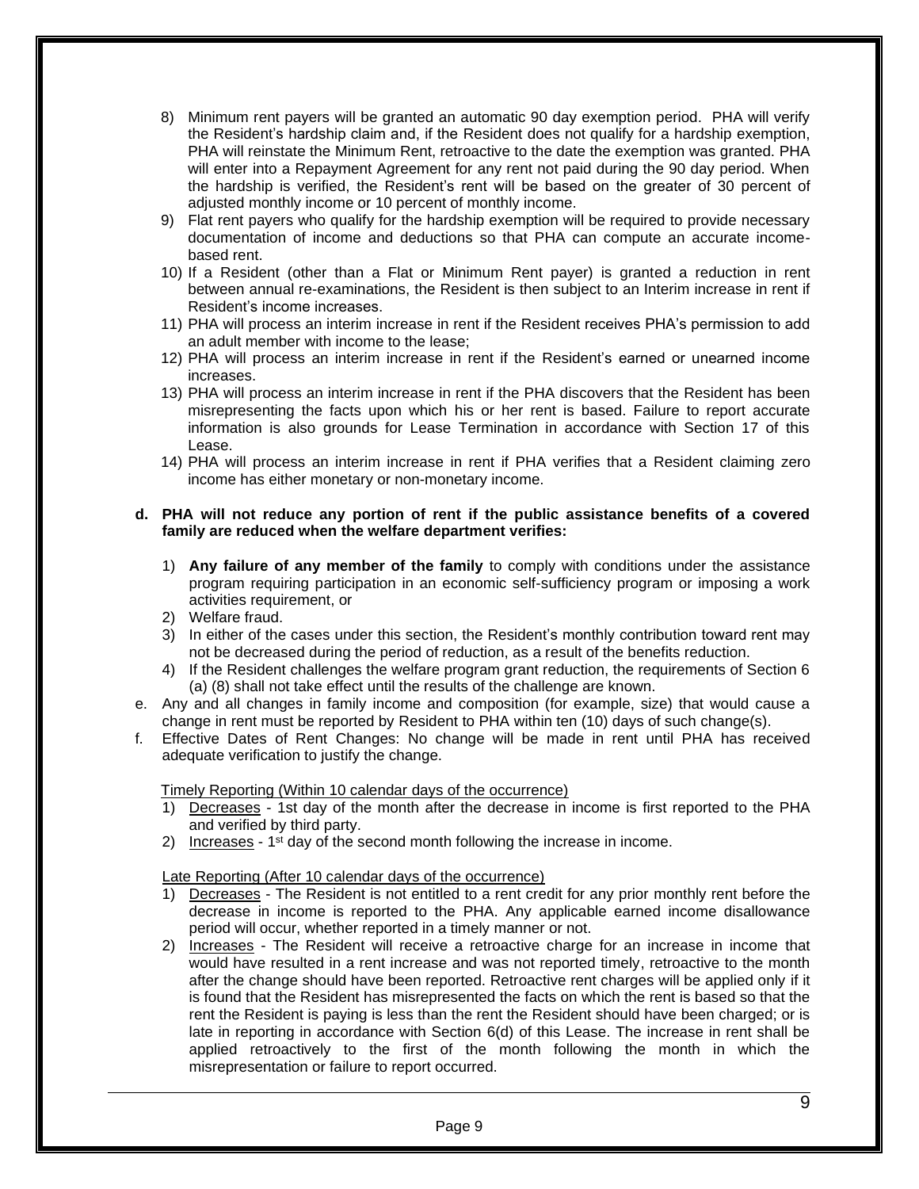8) Minimum rent payers will be granted an automatic 90 day exemption period. PHA will verify the Resident's hardship claim and, if the Resident does not qualify for a hardship exemption, PHA will reinstate the Minimum Rent, retroactive to the date the exemption was granted. PHA will enter into a Repayment Agreement for any rent not paid during the 90 day period. When the hardship is verified, the Resident's rent will be based on the greater of 30 percent of adjusted monthly income or 10 percent of monthly income.
9) Flat rent payers who qualify for the hardship exemption will be required to provide necessary documentation of income and deductions so that PHA can compute an accurate income-based rent.
10) If a Resident (other than a Flat or Minimum Rent payer) is granted a reduction in rent between annual re-examinations, the Resident is then subject to an Interim increase in rent if Resident's income increases.
11) PHA will process an interim increase in rent if the Resident receives PHA's permission to add an adult member with income to the lease;
12) PHA will process an interim increase in rent if the Resident's earned or unearned income increases.
13) PHA will process an interim increase in rent if the PHA discovers that the Resident has been misrepresenting the facts upon which his or her rent is based. Failure to report accurate information is also grounds for Lease Termination in accordance with Section 17 of this Lease.
14) PHA will process an interim increase in rent if PHA verifies that a Resident claiming zero income has either monetary or non-monetary income.

**d. PHA will not reduce any portion of rent if the public assistance benefits of a covered family are reduced when the welfare department verifies:**

1) **Any failure of any member of the family** to comply with conditions under the assistance program requiring participation in an economic self-sufficiency program or imposing a work activities requirement, or
2) Welfare fraud.
3) In either of the cases under this section, the Resident's monthly contribution toward rent may not be decreased during the period of reduction, as a result of the benefits reduction.
4) If the Resident challenges the welfare program grant reduction, the requirements of Section 6 (a) (8) shall not take effect until the results of the challenge are known.

e. Any and all changes in family income and composition (for example, size) that would cause a change in rent must be reported by Resident to PHA within ten (10) days of such change(s).

f. Effective Dates of Rent Changes: No change will be made in rent until PHA has received adequate verification to justify the change.

<u>Timely Reporting (Within 10 calendar days of the occurrence)</u>

1) <u>Decreases</u> - 1st day of the month after the decrease in income is first reported to the PHA and verified by third party.
2) <u>Increases</u> - 1st day of the second month following the increase in income.

<u>Late Reporting (After 10 calendar days of the occurrence)</u>

1) <u>Decreases</u> - The Resident is not entitled to a rent credit for any prior monthly rent before the decrease in income is reported to the PHA. Any applicable earned income disallowance period will occur, whether reported in a timely manner or not.
2) <u>Increases</u> - The Resident will receive a retroactive charge for an increase in income that would have resulted in a rent increase and was not reported timely, retroactive to the month after the change should have been reported. Retroactive rent charges will be applied only if it is found that the Resident has misrepresented the facts on which the rent is based so that the rent the Resident is paying is less than the rent the Resident should have been charged; or is late in reporting in accordance with Section 6(d) of this Lease. The increase in rent shall be applied retroactively to the first of the month following the month in which the misrepresentation or failure to report occurred.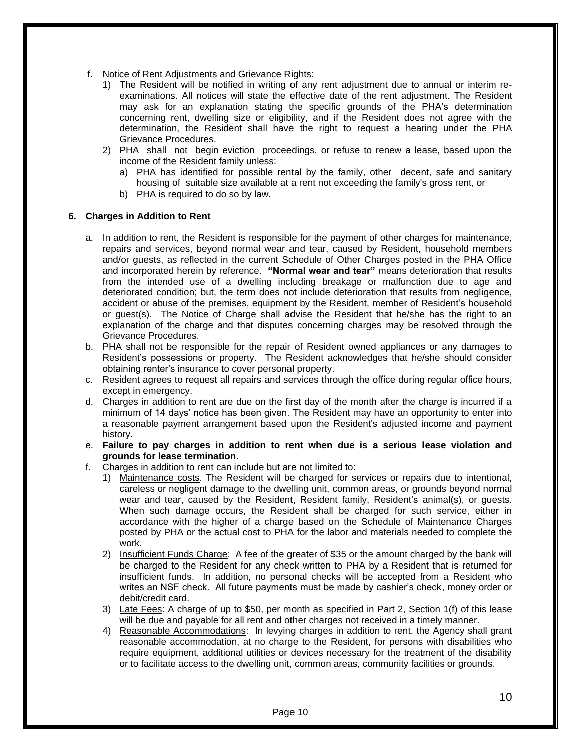f. Notice of Rent Adjustments and Grievance Rights:
   1) The Resident will be notified in writing of any rent adjustment due to annual or interim re-examinations. All notices will state the effective date of the rent adjustment. The Resident may ask for an explanation stating the specific grounds of the PHA's determination concerning rent, dwelling size or eligibility, and if the Resident does not agree with the determination, the Resident shall have the right to request a hearing under the PHA Grievance Procedures.
   2) PHA shall not begin eviction proceedings, or refuse to renew a lease, based upon the income of the Resident family unless:
      a) PHA has identified for possible rental by the family, other decent, safe and sanitary housing of suitable size available at a rent not exceeding the family's gross rent, or
      b) PHA is required to do so by law.

### 6. Charges in Addition to Rent

a. In addition to rent, the Resident is responsible for the payment of other charges for maintenance, repairs and services, beyond normal wear and tear, caused by Resident, household members and/or guests, as reflected in the current Schedule of Other Charges posted in the PHA Office and incorporated herein by reference. **"Normal wear and tear"** means deterioration that results from the intended use of a dwelling including breakage or malfunction due to age and deteriorated condition; but, the term does not include deterioration that results from negligence, accident or abuse of the premises, equipment by the Resident, member of Resident's household or guest(s). The Notice of Charge shall advise the Resident that he/she has the right to an explanation of the charge and that disputes concerning charges may be resolved through the Grievance Procedures.

b. PHA shall not be responsible for the repair of Resident owned appliances or any damages to Resident's possessions or property. The Resident acknowledges that he/she should consider obtaining renter's insurance to cover personal property.

c. Resident agrees to request all repairs and services through the office during regular office hours, except in emergency.

d. Charges in addition to rent are due on the first day of the month after the charge is incurred if a minimum of 14 days' notice has been given. The Resident may have an opportunity to enter into a reasonable payment arrangement based upon the Resident's adjusted income and payment history.

e. **Failure to pay charges in addition to rent when due is a serious lease violation and grounds for lease termination.**

f. Charges in addition to rent can include but are not limited to:
   1) Maintenance costs. The Resident will be charged for services or repairs due to intentional, careless or negligent damage to the dwelling unit, common areas, or grounds beyond normal wear and tear, caused by the Resident, Resident family, Resident's animal(s), or guests. When such damage occurs, the Resident shall be charged for such service, either in accordance with the higher of a charge based on the Schedule of Maintenance Charges posted by PHA or the actual cost to PHA for the labor and materials needed to complete the work.
   2) Insufficient Funds Charge: A fee of the greater of $35 or the amount charged by the bank will be charged to the Resident for any check written to PHA by a Resident that is returned for insufficient funds. In addition, no personal checks will be accepted from a Resident who writes an NSF check. All future payments must be made by cashier's check, money order or debit/credit card.
   3) Late Fees: A charge of up to $50, per month as specified in Part 2, Section 1(f) of this lease will be due and payable for all rent and other charges not received in a timely manner.
   4) Reasonable Accommodations: In levying charges in addition to rent, the Agency shall grant reasonable accommodation, at no charge to the Resident, for persons with disabilities who require equipment, additional utilities or devices necessary for the treatment of the disability or to facilitate access to the dwelling unit, common areas, community facilities or grounds.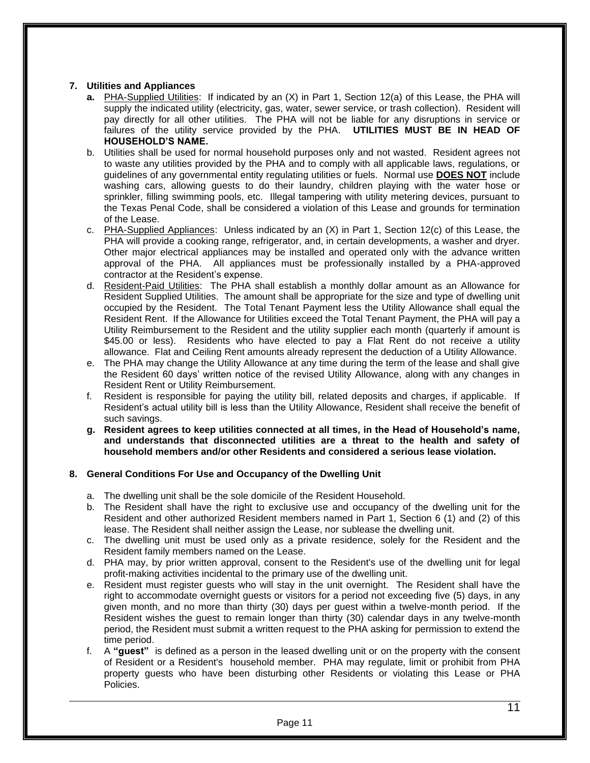## 7. Utilities and Appliances

- **a.** <u>PHA-Supplied Utilities</u>: If indicated by an (X) in Part 1, Section 12(a) of this Lease, the PHA will supply the indicated utility (electricity, gas, water, sewer service, or trash collection). Resident will pay directly for all other utilities. The PHA will not be liable for any disruptions in service or failures of the utility service provided by the PHA. **UTILITIES MUST BE IN HEAD OF HOUSEHOLD'S NAME.**
- b. Utilities shall be used for normal household purposes only and not wasted. Resident agrees not to waste any utilities provided by the PHA and to comply with all applicable laws, regulations, or guidelines of any governmental entity regulating utilities or fuels. Normal use **<u>DOES NOT</u>** include washing cars, allowing guests to do their laundry, children playing with the water hose or sprinkler, filling swimming pools, etc. Illegal tampering with utility metering devices, pursuant to the Texas Penal Code, shall be considered a violation of this Lease and grounds for termination of the Lease.
- c. <u>PHA-Supplied Appliances</u>: Unless indicated by an (X) in Part 1, Section 12(c) of this Lease, the PHA will provide a cooking range, refrigerator, and, in certain developments, a washer and dryer. Other major electrical appliances may be installed and operated only with the advance written approval of the PHA. All appliances must be professionally installed by a PHA-approved contractor at the Resident's expense.
- d. <u>Resident-Paid Utilities</u>: The PHA shall establish a monthly dollar amount as an Allowance for Resident Supplied Utilities. The amount shall be appropriate for the size and type of dwelling unit occupied by the Resident. The Total Tenant Payment less the Utility Allowance shall equal the Resident Rent. If the Allowance for Utilities exceed the Total Tenant Payment, the PHA will pay a Utility Reimbursement to the Resident and the utility supplier each month (quarterly if amount is $45.00 or less). Residents who have elected to pay a Flat Rent do not receive a utility allowance. Flat and Ceiling Rent amounts already represent the deduction of a Utility Allowance.
- e. The PHA may change the Utility Allowance at any time during the term of the lease and shall give the Resident 60 days' written notice of the revised Utility Allowance, along with any changes in Resident Rent or Utility Reimbursement.
- f. Resident is responsible for paying the utility bill, related deposits and charges, if applicable. If Resident's actual utility bill is less than the Utility Allowance, Resident shall receive the benefit of such savings.
- **g. Resident agrees to keep utilities connected at all times, in the Head of Household's name, and understands that disconnected utilities are a threat to the health and safety of household members and/or other Residents and considered a serious lease violation.**

## 8. General Conditions For Use and Occupancy of the Dwelling Unit

- a. The dwelling unit shall be the sole domicile of the Resident Household.
- b. The Resident shall have the right to exclusive use and occupancy of the dwelling unit for the Resident and other authorized Resident members named in Part 1, Section 6 (1) and (2) of this lease. The Resident shall neither assign the Lease, nor sublease the dwelling unit.
- c. The dwelling unit must be used only as a private residence, solely for the Resident and the Resident family members named on the Lease.
- d. PHA may, by prior written approval, consent to the Resident's use of the dwelling unit for legal profit-making activities incidental to the primary use of the dwelling unit.
- e. Resident must register guests who will stay in the unit overnight. The Resident shall have the right to accommodate overnight guests or visitors for a period not exceeding five (5) days, in any given month, and no more than thirty (30) days per guest within a twelve-month period. If the Resident wishes the guest to remain longer than thirty (30) calendar days in any twelve-month period, the Resident must submit a written request to the PHA asking for permission to extend the time period.
- f. A **"guest"** is defined as a person in the leased dwelling unit or on the property with the consent of Resident or a Resident's household member. PHA may regulate, limit or prohibit from PHA property guests who have been disturbing other Residents or violating this Lease or PHA Policies.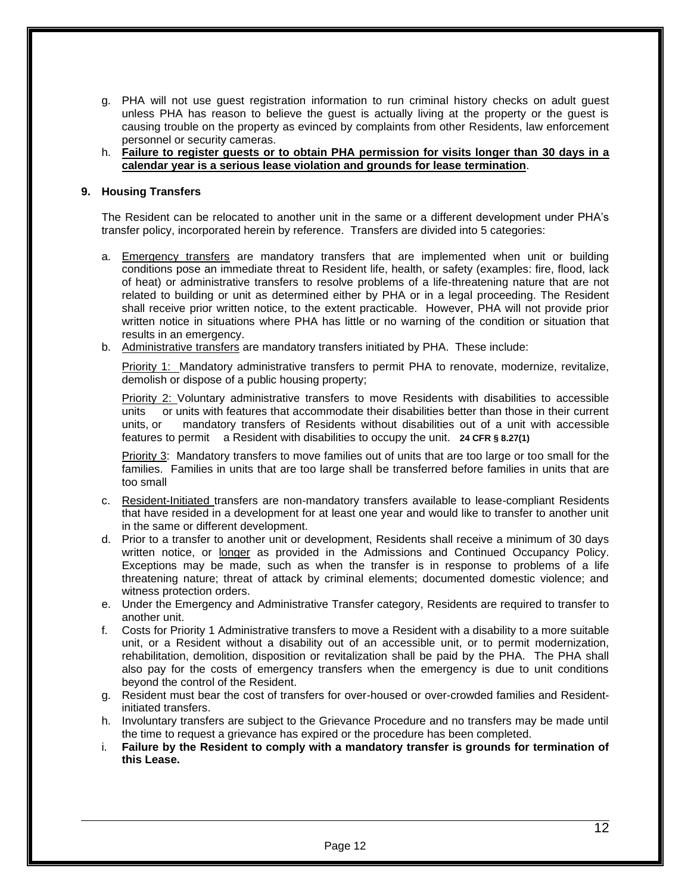g. PHA will not use guest registration information to run criminal history checks on adult guest unless PHA has reason to believe the guest is actually living at the property or the guest is causing trouble on the property as evinced by complaints from other Residents, law enforcement personnel or security cameras.

h. **<u>Failure to register guests or to obtain PHA permission for visits longer than 30 days in a calendar year is a serious lease violation and grounds for lease termination</u>**.

### 9. Housing Transfers

The Resident can be relocated to another unit in the same or a different development under PHA's transfer policy, incorporated herein by reference. Transfers are divided into 5 categories:

a. <u>Emergency transfers</u> are mandatory transfers that are implemented when unit or building conditions pose an immediate threat to Resident life, health, or safety (examples: fire, flood, lack of heat) or administrative transfers to resolve problems of a life-threatening nature that are not related to building or unit as determined either by PHA or in a legal proceeding. The Resident shall receive prior written notice, to the extent practicable. However, PHA will not provide prior written notice in situations where PHA has little or no warning of the condition or situation that results in an emergency.

b. <u>Administrative transfers</u> are mandatory transfers initiated by PHA. These include:

   <u>Priority 1:</u> Mandatory administrative transfers to permit PHA to renovate, modernize, revitalize, demolish or dispose of a public housing property;

   <u>Priority 2:</u> Voluntary administrative transfers to move Residents with disabilities to accessible units or units with features that accommodate their disabilities better than those in their current units, or mandatory transfers of Residents without disabilities out of a unit with accessible features to permit a Resident with disabilities to occupy the unit. **24 CFR § 8.27(1)**

   <u>Priority 3</u>: Mandatory transfers to move families out of units that are too large or too small for the families. Families in units that are too large shall be transferred before families in units that are too small

c. <u>Resident-Initiated</u> transfers are non-mandatory transfers available to lease-compliant Residents that have resided in a development for at least one year and would like to transfer to another unit in the same or different development.

d. Prior to a transfer to another unit or development, Residents shall receive a minimum of 30 days written notice, or <u>longer</u> as provided in the Admissions and Continued Occupancy Policy. Exceptions may be made, such as when the transfer is in response to problems of a life threatening nature; threat of attack by criminal elements; documented domestic violence; and witness protection orders.

e. Under the Emergency and Administrative Transfer category, Residents are required to transfer to another unit.

f. Costs for Priority 1 Administrative transfers to move a Resident with a disability to a more suitable unit, or a Resident without a disability out of an accessible unit, or to permit modernization, rehabilitation, demolition, disposition or revitalization shall be paid by the PHA. The PHA shall also pay for the costs of emergency transfers when the emergency is due to unit conditions beyond the control of the Resident.

g. Resident must bear the cost of transfers for over-housed or over-crowded families and Resident-initiated transfers.

h. Involuntary transfers are subject to the Grievance Procedure and no transfers may be made until the time to request a grievance has expired or the procedure has been completed.

i. **Failure by the Resident to comply with a mandatory transfer is grounds for termination of this Lease.**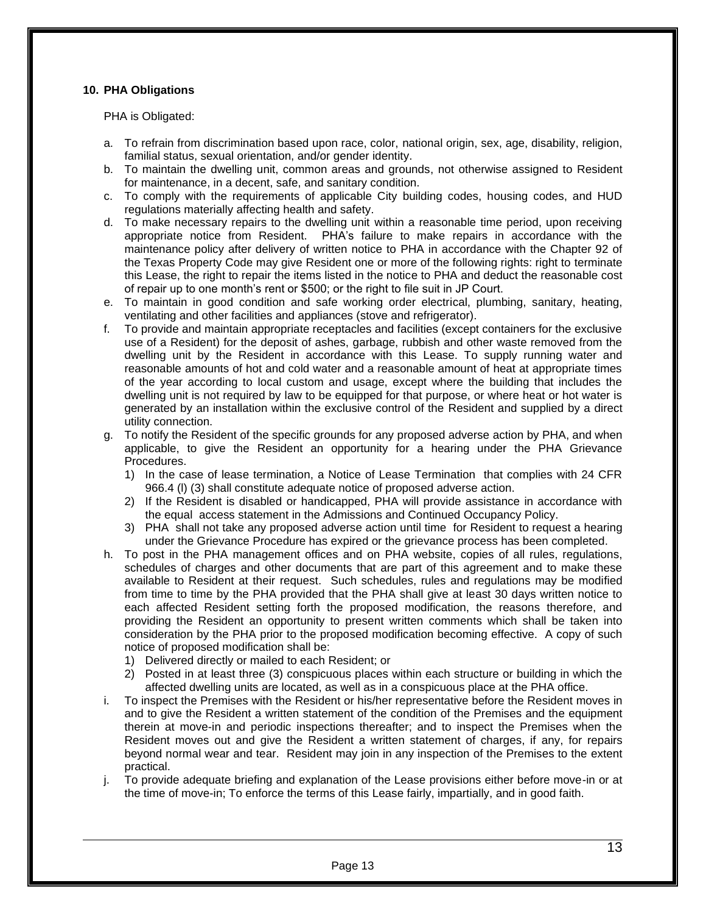**10. PHA Obligations**

PHA is Obligated:

a. To refrain from discrimination based upon race, color, national origin, sex, age, disability, religion, familial status, sexual orientation, and/or gender identity.
b. To maintain the dwelling unit, common areas and grounds, not otherwise assigned to Resident for maintenance, in a decent, safe, and sanitary condition.
c. To comply with the requirements of applicable City building codes, housing codes, and HUD regulations materially affecting health and safety.
d. To make necessary repairs to the dwelling unit within a reasonable time period, upon receiving appropriate notice from Resident. PHA's failure to make repairs in accordance with the maintenance policy after delivery of written notice to PHA in accordance with the Chapter 92 of the Texas Property Code may give Resident one or more of the following rights: right to terminate this Lease, the right to repair the items listed in the notice to PHA and deduct the reasonable cost of repair up to one month's rent or $500; or the right to file suit in JP Court.
e. To maintain in good condition and safe working order electrical, plumbing, sanitary, heating, ventilating and other facilities and appliances (stove and refrigerator).
f. To provide and maintain appropriate receptacles and facilities (except containers for the exclusive use of a Resident) for the deposit of ashes, garbage, rubbish and other waste removed from the dwelling unit by the Resident in accordance with this Lease. To supply running water and reasonable amounts of hot and cold water and a reasonable amount of heat at appropriate times of the year according to local custom and usage, except where the building that includes the dwelling unit is not required by law to be equipped for that purpose, or where heat or hot water is generated by an installation within the exclusive control of the Resident and supplied by a direct utility connection.
g. To notify the Resident of the specific grounds for any proposed adverse action by PHA, and when applicable, to give the Resident an opportunity for a hearing under the PHA Grievance Procedures.
   1) In the case of lease termination, a Notice of Lease Termination that complies with 24 CFR 966.4 (l) (3) shall constitute adequate notice of proposed adverse action.
   2) If the Resident is disabled or handicapped, PHA will provide assistance in accordance with the equal access statement in the Admissions and Continued Occupancy Policy.
   3) PHA shall not take any proposed adverse action until time for Resident to request a hearing under the Grievance Procedure has expired or the grievance process has been completed.
h. To post in the PHA management offices and on PHA website, copies of all rules, regulations, schedules of charges and other documents that are part of this agreement and to make these available to Resident at their request. Such schedules, rules and regulations may be modified from time to time by the PHA provided that the PHA shall give at least 30 days written notice to each affected Resident setting forth the proposed modification, the reasons therefore, and providing the Resident an opportunity to present written comments which shall be taken into consideration by the PHA prior to the proposed modification becoming effective. A copy of such notice of proposed modification shall be:
   1) Delivered directly or mailed to each Resident; or
   2) Posted in at least three (3) conspicuous places within each structure or building in which the affected dwelling units are located, as well as in a conspicuous place at the PHA office.
i. To inspect the Premises with the Resident or his/her representative before the Resident moves in and to give the Resident a written statement of the condition of the Premises and the equipment therein at move-in and periodic inspections thereafter; and to inspect the Premises when the Resident moves out and give the Resident a written statement of charges, if any, for repairs beyond normal wear and tear. Resident may join in any inspection of the Premises to the extent practical.
j. To provide adequate briefing and explanation of the Lease provisions either before move-in or at the time of move-in; To enforce the terms of this Lease fairly, impartially, and in good faith.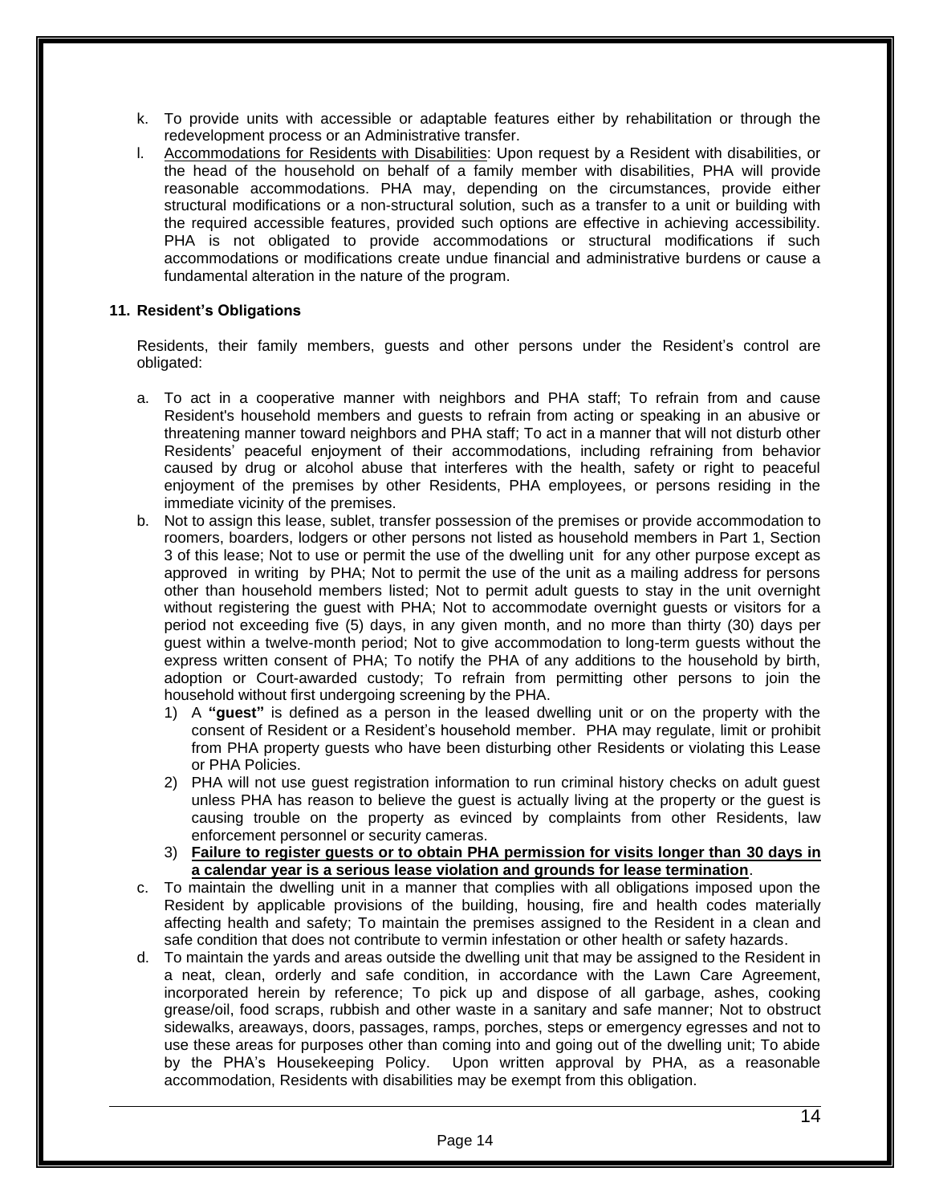k. To provide units with accessible or adaptable features either by rehabilitation or through the redevelopment process or an Administrative transfer.

l. Accommodations for Residents with Disabilities: Upon request by a Resident with disabilities, or the head of the household on behalf of a family member with disabilities, PHA will provide reasonable accommodations. PHA may, depending on the circumstances, provide either structural modifications or a non-structural solution, such as a transfer to a unit or building with the required accessible features, provided such options are effective in achieving accessibility. PHA is not obligated to provide accommodations or structural modifications if such accommodations or modifications create undue financial and administrative burdens or cause a fundamental alteration in the nature of the program.

## 11. Resident's Obligations

Residents, their family members, guests and other persons under the Resident's control are obligated:

a. To act in a cooperative manner with neighbors and PHA staff; To refrain from and cause Resident's household members and guests to refrain from acting or speaking in an abusive or threatening manner toward neighbors and PHA staff; To act in a manner that will not disturb other Residents' peaceful enjoyment of their accommodations, including refraining from behavior caused by drug or alcohol abuse that interferes with the health, safety or right to peaceful enjoyment of the premises by other Residents, PHA employees, or persons residing in the immediate vicinity of the premises.

b. Not to assign this lease, sublet, transfer possession of the premises or provide accommodation to roomers, boarders, lodgers or other persons not listed as household members in Part 1, Section 3 of this lease; Not to use or permit the use of the dwelling unit for any other purpose except as approved in writing by PHA; Not to permit the use of the unit as a mailing address for persons other than household members listed; Not to permit adult guests to stay in the unit overnight without registering the guest with PHA; Not to accommodate overnight guests or visitors for a period not exceeding five (5) days, in any given month, and no more than thirty (30) days per guest within a twelve-month period; Not to give accommodation to long-term guests without the express written consent of PHA; To notify the PHA of any additions to the household by birth, adoption or Court-awarded custody; To refrain from permitting other persons to join the household without first undergoing screening by the PHA.

   1) A **"guest"** is defined as a person in the leased dwelling unit or on the property with the consent of Resident or a Resident's household member. PHA may regulate, limit or prohibit from PHA property guests who have been disturbing other Residents or violating this Lease or PHA Policies.

   2) PHA will not use guest registration information to run criminal history checks on adult guest unless PHA has reason to believe the guest is actually living at the property or the guest is causing trouble on the property as evinced by complaints from other Residents, law enforcement personnel or security cameras.

   3) **Failure to register guests or to obtain PHA permission for visits longer than 30 days in a calendar year is a serious lease violation and grounds for lease termination**.

c. To maintain the dwelling unit in a manner that complies with all obligations imposed upon the Resident by applicable provisions of the building, housing, fire and health codes materially affecting health and safety; To maintain the premises assigned to the Resident in a clean and safe condition that does not contribute to vermin infestation or other health or safety hazards.

d. To maintain the yards and areas outside the dwelling unit that may be assigned to the Resident in a neat, clean, orderly and safe condition, in accordance with the Lawn Care Agreement, incorporated herein by reference; To pick up and dispose of all garbage, ashes, cooking grease/oil, food scraps, rubbish and other waste in a sanitary and safe manner; Not to obstruct sidewalks, areaways, doors, passages, ramps, porches, steps or emergency egresses and not to use these areas for purposes other than coming into and going out of the dwelling unit; To abide by the PHA's Housekeeping Policy. Upon written approval by PHA, as a reasonable accommodation, Residents with disabilities may be exempt from this obligation.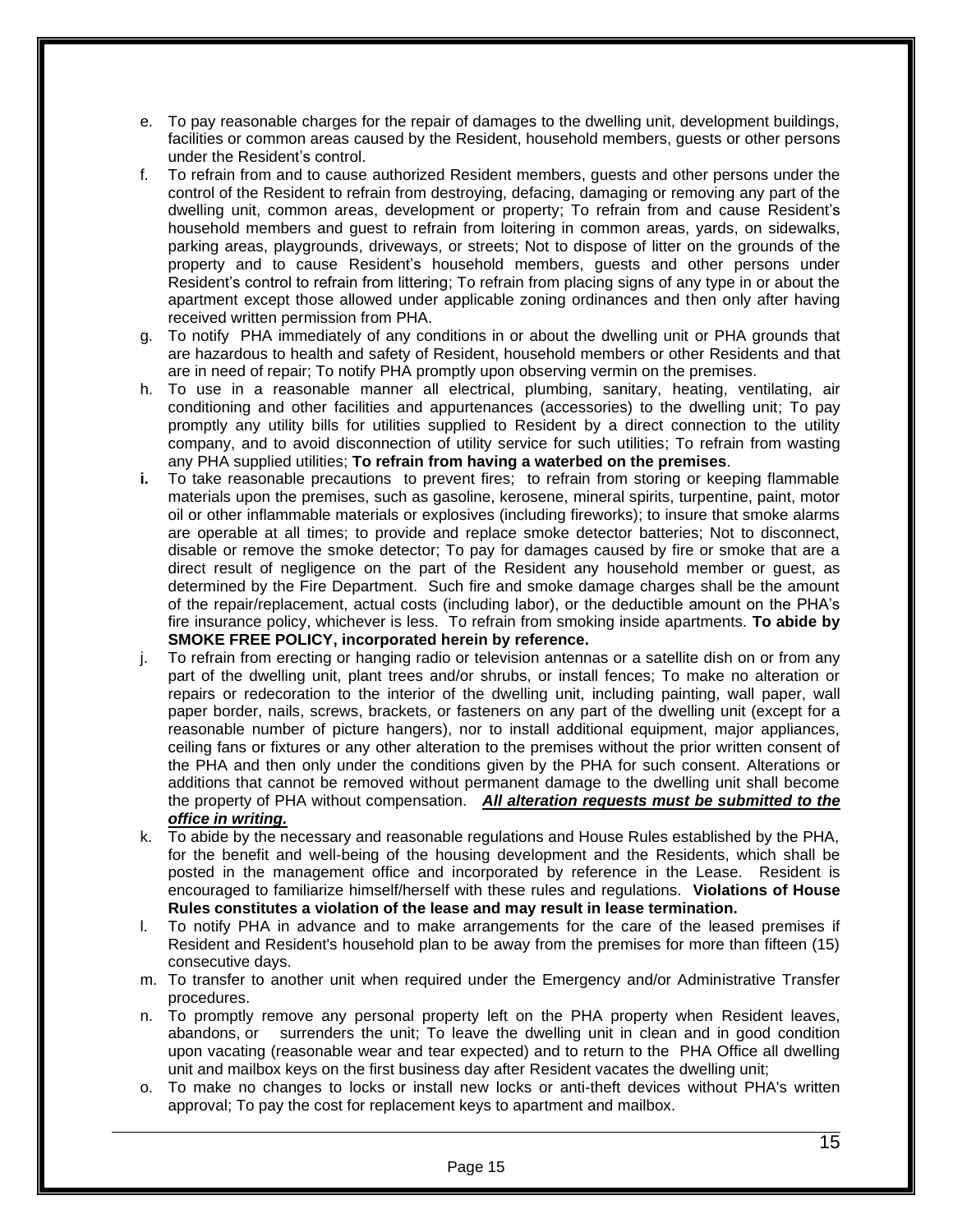e. To pay reasonable charges for the repair of damages to the dwelling unit, development buildings, facilities or common areas caused by the Resident, household members, guests or other persons under the Resident's control.
f. To refrain from and to cause authorized Resident members, guests and other persons under the control of the Resident to refrain from destroying, defacing, damaging or removing any part of the dwelling unit, common areas, development or property; To refrain from and cause Resident's household members and guest to refrain from loitering in common areas, yards, on sidewalks, parking areas, playgrounds, driveways, or streets; Not to dispose of litter on the grounds of the property and to cause Resident's household members, guests and other persons under Resident's control to refrain from littering; To refrain from placing signs of any type in or about the apartment except those allowed under applicable zoning ordinances and then only after having received written permission from PHA.
g. To notify PHA immediately of any conditions in or about the dwelling unit or PHA grounds that are hazardous to health and safety of Resident, household members or other Residents and that are in need of repair; To notify PHA promptly upon observing vermin on the premises.
h. To use in a reasonable manner all electrical, plumbing, sanitary, heating, ventilating, air conditioning and other facilities and appurtenances (accessories) to the dwelling unit; To pay promptly any utility bills for utilities supplied to Resident by a direct connection to the utility company, and to avoid disconnection of utility service for such utilities; To refrain from wasting any PHA supplied utilities; **To refrain from having a waterbed on the premises**.
**i.** To take reasonable precautions to prevent fires; to refrain from storing or keeping flammable materials upon the premises, such as gasoline, kerosene, mineral spirits, turpentine, paint, motor oil or other inflammable materials or explosives (including fireworks); to insure that smoke alarms are operable at all times; to provide and replace smoke detector batteries; Not to disconnect, disable or remove the smoke detector; To pay for damages caused by fire or smoke that are a direct result of negligence on the part of the Resident any household member or guest, as determined by the Fire Department. Such fire and smoke damage charges shall be the amount of the repair/replacement, actual costs (including labor), or the deductible amount on the PHA's fire insurance policy, whichever is less. To refrain from smoking inside apartments. **To abide by SMOKE FREE POLICY, incorporated herein by reference.**
j. To refrain from erecting or hanging radio or television antennas or a satellite dish on or from any part of the dwelling unit, plant trees and/or shrubs, or install fences; To make no alteration or repairs or redecoration to the interior of the dwelling unit, including painting, wall paper, wall paper border, nails, screws, brackets, or fasteners on any part of the dwelling unit (except for a reasonable number of picture hangers), nor to install additional equipment, major appliances, ceiling fans or fixtures or any other alteration to the premises without the prior written consent of the PHA and then only under the conditions given by the PHA for such consent. Alterations or additions that cannot be removed without permanent damage to the dwelling unit shall become the property of PHA without compensation. ***<u>All alteration requests must be submitted to the office in writing.</u>***
k. To abide by the necessary and reasonable regulations and House Rules established by the PHA, for the benefit and well-being of the housing development and the Residents, which shall be posted in the management office and incorporated by reference in the Lease. Resident is encouraged to familiarize himself/herself with these rules and regulations. **Violations of House Rules constitutes a violation of the lease and may result in lease termination.**
l. To notify PHA in advance and to make arrangements for the care of the leased premises if Resident and Resident's household plan to be away from the premises for more than fifteen (15) consecutive days.
m. To transfer to another unit when required under the Emergency and/or Administrative Transfer procedures.
n. To promptly remove any personal property left on the PHA property when Resident leaves, abandons, or surrenders the unit; To leave the dwelling unit in clean and in good condition upon vacating (reasonable wear and tear expected) and to return to the PHA Office all dwelling unit and mailbox keys on the first business day after Resident vacates the dwelling unit;
o. To make no changes to locks or install new locks or anti-theft devices without PHA's written approval; To pay the cost for replacement keys to apartment and mailbox.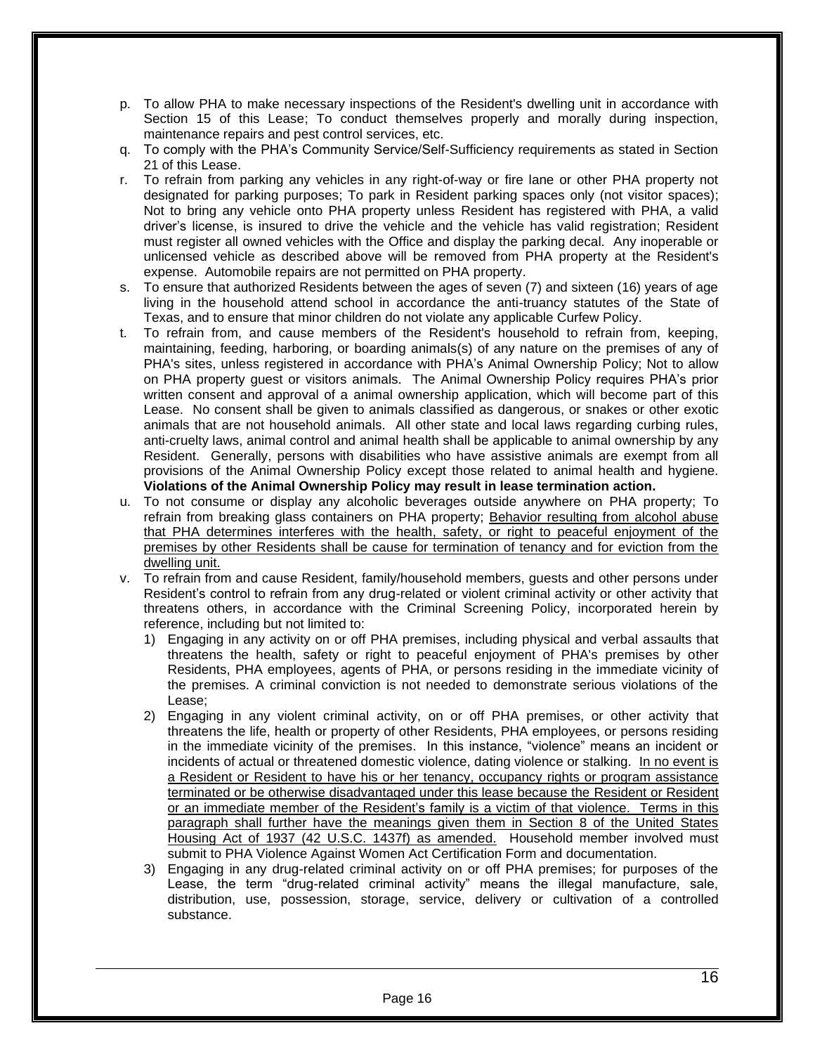p. To allow PHA to make necessary inspections of the Resident's dwelling unit in accordance with Section 15 of this Lease; To conduct themselves properly and morally during inspection, maintenance repairs and pest control services, etc.

q. To comply with the PHA's Community Service/Self-Sufficiency requirements as stated in Section 21 of this Lease.

r. To refrain from parking any vehicles in any right-of-way or fire lane or other PHA property not designated for parking purposes; To park in Resident parking spaces only (not visitor spaces); Not to bring any vehicle onto PHA property unless Resident has registered with PHA, a valid driver's license, is insured to drive the vehicle and the vehicle has valid registration; Resident must register all owned vehicles with the Office and display the parking decal. Any inoperable or unlicensed vehicle as described above will be removed from PHA property at the Resident's expense. Automobile repairs are not permitted on PHA property.

s. To ensure that authorized Residents between the ages of seven (7) and sixteen (16) years of age living in the household attend school in accordance the anti-truancy statutes of the State of Texas, and to ensure that minor children do not violate any applicable Curfew Policy.

t. To refrain from, and cause members of the Resident's household to refrain from, keeping, maintaining, feeding, harboring, or boarding animals(s) of any nature on the premises of any of PHA's sites, unless registered in accordance with PHA's Animal Ownership Policy; Not to allow on PHA property guest or visitors animals. The Animal Ownership Policy requires PHA's prior written consent and approval of a animal ownership application, which will become part of this Lease. No consent shall be given to animals classified as dangerous, or snakes or other exotic animals that are not household animals. All other state and local laws regarding curbing rules, anti-cruelty laws, animal control and animal health shall be applicable to animal ownership by any Resident. Generally, persons with disabilities who have assistive animals are exempt from all provisions of the Animal Ownership Policy except those related to animal health and hygiene. **Violations of the Animal Ownership Policy may result in lease termination action.**

u. To not consume or display any alcoholic beverages outside anywhere on PHA property; To refrain from breaking glass containers on PHA property; <u>Behavior resulting from alcohol abuse that PHA determines interferes with the health, safety, or right to peaceful enjoyment of the premises by other Residents shall be cause for termination of tenancy and for eviction from the dwelling unit.</u>

v. To refrain from and cause Resident, family/household members, guests and other persons under Resident's control to refrain from any drug-related or violent criminal activity or other activity that threatens others, in accordance with the Criminal Screening Policy, incorporated herein by reference, including but not limited to:

   1) Engaging in any activity on or off PHA premises, including physical and verbal assaults that threatens the health, safety or right to peaceful enjoyment of PHA's premises by other Residents, PHA employees, agents of PHA, or persons residing in the immediate vicinity of the premises. A criminal conviction is not needed to demonstrate serious violations of the Lease;

   2) Engaging in any violent criminal activity, on or off PHA premises, or other activity that threatens the life, health or property of other Residents, PHA employees, or persons residing in the immediate vicinity of the premises. In this instance, "violence" means an incident or incidents of actual or threatened domestic violence, dating violence or stalking. <u>In no event is a Resident or Resident to have his or her tenancy, occupancy rights or program assistance terminated or be otherwise disadvantaged under this lease because the Resident or Resident or an immediate member of the Resident's family is a victim of that violence. Terms in this paragraph shall further have the meanings given them in Section 8 of the United States Housing Act of 1937 (42 U.S.C. 1437f) as amended.</u> Household member involved must submit to PHA Violence Against Women Act Certification Form and documentation.

   3) Engaging in any drug-related criminal activity on or off PHA premises; for purposes of the Lease, the term "drug-related criminal activity" means the illegal manufacture, sale, distribution, use, possession, storage, service, delivery or cultivation of a controlled substance.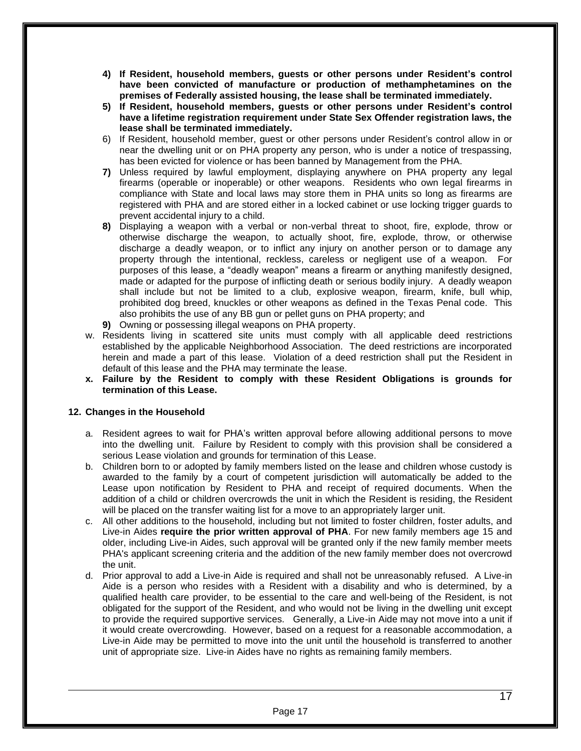4) **If Resident, household members, guests or other persons under Resident's control have been convicted of manufacture or production of methamphetamines on the premises of Federally assisted housing, the lease shall be terminated immediately.**
5) **If Resident, household members, guests or other persons under Resident's control have a lifetime registration requirement under State Sex Offender registration laws, the lease shall be terminated immediately.**
6) If Resident, household member, guest or other persons under Resident's control allow in or near the dwelling unit or on PHA property any person, who is under a notice of trespassing, has been evicted for violence or has been banned by Management from the PHA.
7) Unless required by lawful employment, displaying anywhere on PHA property any legal firearms (operable or inoperable) or other weapons. Residents who own legal firearms in compliance with State and local laws may store them in PHA units so long as firearms are registered with PHA and are stored either in a locked cabinet or use locking trigger guards to prevent accidental injury to a child.
8) Displaying a weapon with a verbal or non-verbal threat to shoot, fire, explode, throw or otherwise discharge the weapon, to actually shoot, fire, explode, throw, or otherwise discharge a deadly weapon, or to inflict any injury on another person or to damage any property through the intentional, reckless, careless or negligent use of a weapon. For purposes of this lease, a "deadly weapon" means a firearm or anything manifestly designed, made or adapted for the purpose of inflicting death or serious bodily injury. A deadly weapon shall include but not be limited to a club, explosive weapon, firearm, knife, bull whip, prohibited dog breed, knuckles or other weapons as defined in the Texas Penal code. This also prohibits the use of any BB gun or pellet guns on PHA property; and
9) Owning or possessing illegal weapons on PHA property.

w. Residents living in scattered site units must comply with all applicable deed restrictions established by the applicable Neighborhood Association. The deed restrictions are incorporated herein and made a part of this lease. Violation of a deed restriction shall put the Resident in default of this lease and the PHA may terminate the lease.

x. **Failure by the Resident to comply with these Resident Obligations is grounds for termination of this Lease.**

## 12. Changes in the Household

a. Resident agrees to wait for PHA's written approval before allowing additional persons to move into the dwelling unit. Failure by Resident to comply with this provision shall be considered a serious Lease violation and grounds for termination of this Lease.

b. Children born to or adopted by family members listed on the lease and children whose custody is awarded to the family by a court of competent jurisdiction will automatically be added to the Lease upon notification by Resident to PHA and receipt of required documents. When the addition of a child or children overcrowds the unit in which the Resident is residing, the Resident will be placed on the transfer waiting list for a move to an appropriately larger unit.

c. All other additions to the household, including but not limited to foster children, foster adults, and Live-in Aides **require the prior written approval of PHA**. For new family members age 15 and older, including Live-in Aides, such approval will be granted only if the new family member meets PHA's applicant screening criteria and the addition of the new family member does not overcrowd the unit.

d. Prior approval to add a Live-in Aide is required and shall not be unreasonably refused. A Live-in Aide is a person who resides with a Resident with a disability and who is determined, by a qualified health care provider, to be essential to the care and well-being of the Resident, is not obligated for the support of the Resident, and who would not be living in the dwelling unit except to provide the required supportive services. Generally, a Live-in Aide may not move into a unit if it would create overcrowding. However, based on a request for a reasonable accommodation, a Live-in Aide may be permitted to move into the unit until the household is transferred to another unit of appropriate size. Live-in Aides have no rights as remaining family members.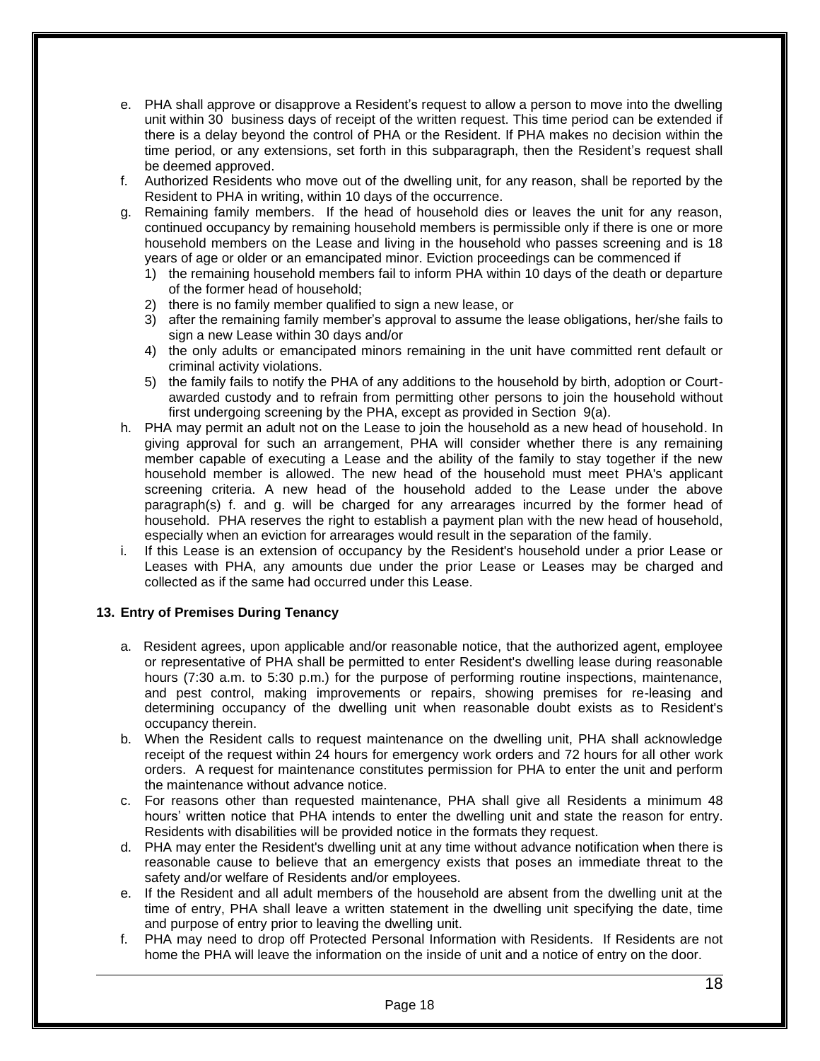e. PHA shall approve or disapprove a Resident's request to allow a person to move into the dwelling unit within 30 business days of receipt of the written request. This time period can be extended if there is a delay beyond the control of PHA or the Resident. If PHA makes no decision within the time period, or any extensions, set forth in this subparagraph, then the Resident's request shall be deemed approved.
f. Authorized Residents who move out of the dwelling unit, for any reason, shall be reported by the Resident to PHA in writing, within 10 days of the occurrence.
g. Remaining family members. If the head of household dies or leaves the unit for any reason, continued occupancy by remaining household members is permissible only if there is one or more household members on the Lease and living in the household who passes screening and is 18 years of age or older or an emancipated minor. Eviction proceedings can be commenced if
   1) the remaining household members fail to inform PHA within 10 days of the death or departure of the former head of household;
   2) there is no family member qualified to sign a new lease, or
   3) after the remaining family member's approval to assume the lease obligations, her/she fails to sign a new Lease within 30 days and/or
   4) the only adults or emancipated minors remaining in the unit have committed rent default or criminal activity violations.
   5) the family fails to notify the PHA of any additions to the household by birth, adoption or Court-awarded custody and to refrain from permitting other persons to join the household without first undergoing screening by the PHA, except as provided in Section 9(a).
h. PHA may permit an adult not on the Lease to join the household as a new head of household. In giving approval for such an arrangement, PHA will consider whether there is any remaining member capable of executing a Lease and the ability of the family to stay together if the new household member is allowed. The new head of the household must meet PHA's applicant screening criteria. A new head of the household added to the Lease under the above paragraph(s) f. and g. will be charged for any arrearages incurred by the former head of household. PHA reserves the right to establish a payment plan with the new head of household, especially when an eviction for arrearages would result in the separation of the family.
i. If this Lease is an extension of occupancy by the Resident's household under a prior Lease or Leases with PHA, any amounts due under the prior Lease or Leases may be charged and collected as if the same had occurred under this Lease.

**13. Entry of Premises During Tenancy**

a. Resident agrees, upon applicable and/or reasonable notice, that the authorized agent, employee or representative of PHA shall be permitted to enter Resident's dwelling lease during reasonable hours (7:30 a.m. to 5:30 p.m.) for the purpose of performing routine inspections, maintenance, and pest control, making improvements or repairs, showing premises for re-leasing and determining occupancy of the dwelling unit when reasonable doubt exists as to Resident's occupancy therein.
b. When the Resident calls to request maintenance on the dwelling unit, PHA shall acknowledge receipt of the request within 24 hours for emergency work orders and 72 hours for all other work orders. A request for maintenance constitutes permission for PHA to enter the unit and perform the maintenance without advance notice.
c. For reasons other than requested maintenance, PHA shall give all Residents a minimum 48 hours' written notice that PHA intends to enter the dwelling unit and state the reason for entry. Residents with disabilities will be provided notice in the formats they request.
d. PHA may enter the Resident's dwelling unit at any time without advance notification when there is reasonable cause to believe that an emergency exists that poses an immediate threat to the safety and/or welfare of Residents and/or employees.
e. If the Resident and all adult members of the household are absent from the dwelling unit at the time of entry, PHA shall leave a written statement in the dwelling unit specifying the date, time and purpose of entry prior to leaving the dwelling unit.
f. PHA may need to drop off Protected Personal Information with Residents. If Residents are not home the PHA will leave the information on the inside of unit and a notice of entry on the door.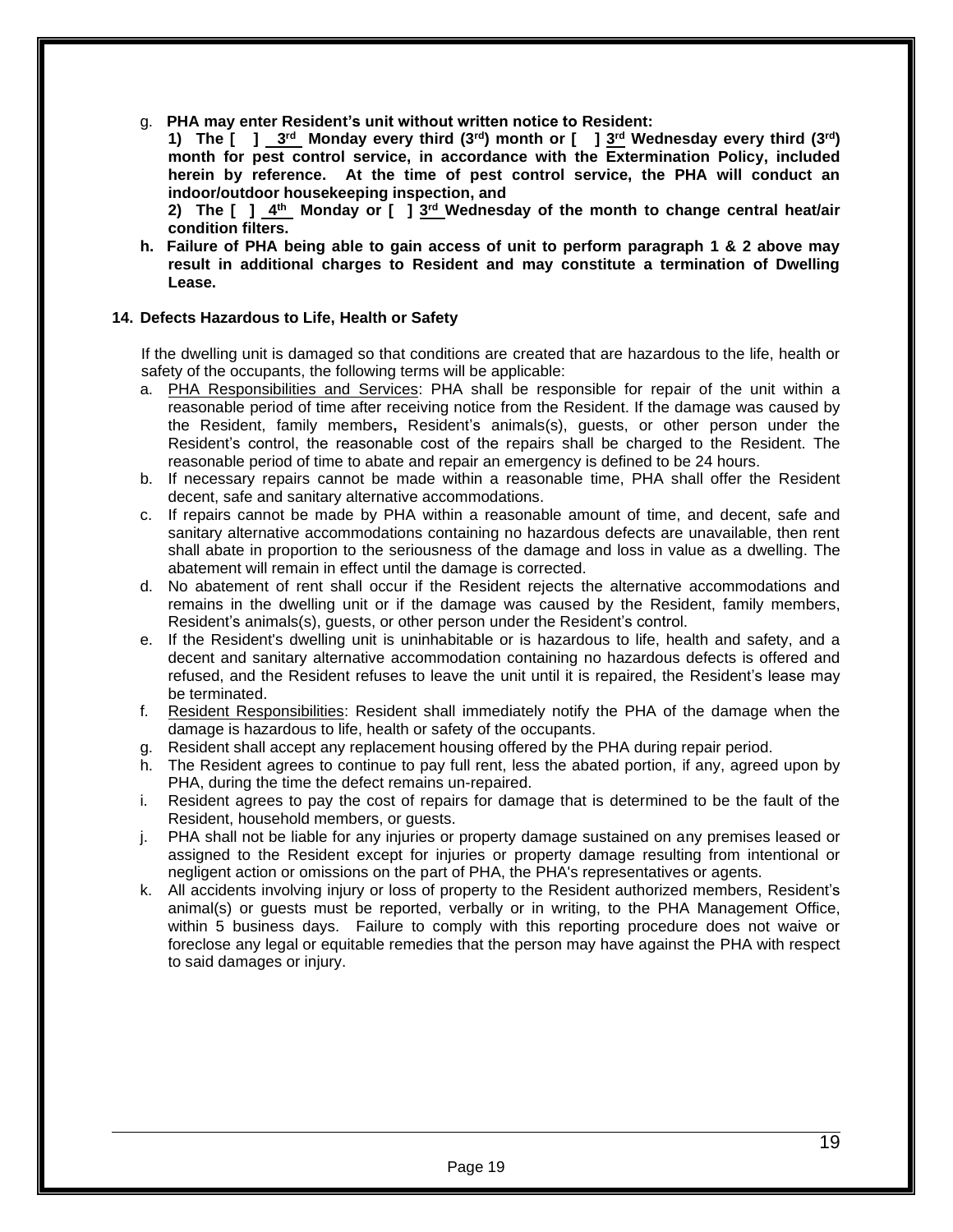g. **PHA may enter Resident's unit without written notice to Resident:**

**1) The [ ] 3rd Monday every third (3rd) month or [ ] 3rd Wednesday every third (3rd) month for pest control service, in accordance with the Extermination Policy, included herein by reference. At the time of pest control service, the PHA will conduct an indoor/outdoor housekeeping inspection, and**

**2) The [ ] 4th Monday or [ ] 3rd Wednesday of the month to change central heat/air condition filters.**

**h. Failure of PHA being able to gain access of unit to perform paragraph 1 & 2 above may result in additional charges to Resident and may constitute a termination of Dwelling Lease.**

**14. Defects Hazardous to Life, Health or Safety**

If the dwelling unit is damaged so that conditions are created that are hazardous to the life, health or safety of the occupants, the following terms will be applicable:

a. PHA Responsibilities and Services: PHA shall be responsible for repair of the unit within a reasonable period of time after receiving notice from the Resident. If the damage was caused by the Resident, family members**,** Resident's animals(s), guests, or other person under the Resident's control, the reasonable cost of the repairs shall be charged to the Resident. The reasonable period of time to abate and repair an emergency is defined to be 24 hours.
b. If necessary repairs cannot be made within a reasonable time, PHA shall offer the Resident decent, safe and sanitary alternative accommodations.
c. If repairs cannot be made by PHA within a reasonable amount of time, and decent, safe and sanitary alternative accommodations containing no hazardous defects are unavailable, then rent shall abate in proportion to the seriousness of the damage and loss in value as a dwelling. The abatement will remain in effect until the damage is corrected.
d. No abatement of rent shall occur if the Resident rejects the alternative accommodations and remains in the dwelling unit or if the damage was caused by the Resident, family members, Resident's animals(s), guests, or other person under the Resident's control.
e. If the Resident's dwelling unit is uninhabitable or is hazardous to life, health and safety, and a decent and sanitary alternative accommodation containing no hazardous defects is offered and refused, and the Resident refuses to leave the unit until it is repaired, the Resident's lease may be terminated.
f. Resident Responsibilities: Resident shall immediately notify the PHA of the damage when the damage is hazardous to life, health or safety of the occupants.
g. Resident shall accept any replacement housing offered by the PHA during repair period.
h. The Resident agrees to continue to pay full rent, less the abated portion, if any, agreed upon by PHA, during the time the defect remains un-repaired.
i. Resident agrees to pay the cost of repairs for damage that is determined to be the fault of the Resident, household members, or guests.
j. PHA shall not be liable for any injuries or property damage sustained on any premises leased or assigned to the Resident except for injuries or property damage resulting from intentional or negligent action or omissions on the part of PHA, the PHA's representatives or agents.
k. All accidents involving injury or loss of property to the Resident authorized members, Resident's animal(s) or guests must be reported, verbally or in writing, to the PHA Management Office, within 5 business days. Failure to comply with this reporting procedure does not waive or foreclose any legal or equitable remedies that the person may have against the PHA with respect to said damages or injury.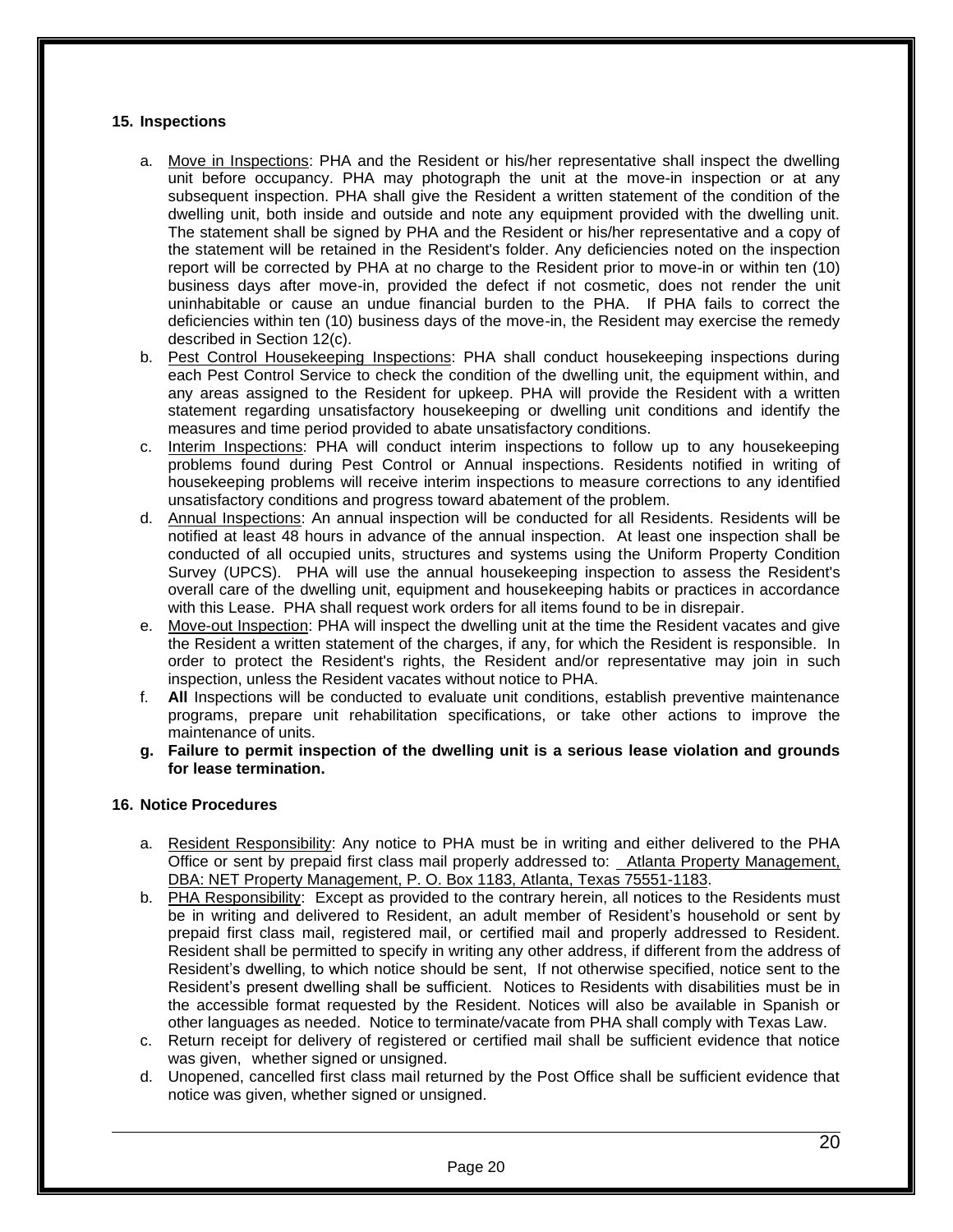### 15. Inspections

a. Move in Inspections: PHA and the Resident or his/her representative shall inspect the dwelling unit before occupancy. PHA may photograph the unit at the move-in inspection or at any subsequent inspection. PHA shall give the Resident a written statement of the condition of the dwelling unit, both inside and outside and note any equipment provided with the dwelling unit. The statement shall be signed by PHA and the Resident or his/her representative and a copy of the statement will be retained in the Resident's folder. Any deficiencies noted on the inspection report will be corrected by PHA at no charge to the Resident prior to move-in or within ten (10) business days after move-in, provided the defect if not cosmetic, does not render the unit uninhabitable or cause an undue financial burden to the PHA. If PHA fails to correct the deficiencies within ten (10) business days of the move-in, the Resident may exercise the remedy described in Section 12(c).

b. Pest Control Housekeeping Inspections: PHA shall conduct housekeeping inspections during each Pest Control Service to check the condition of the dwelling unit, the equipment within, and any areas assigned to the Resident for upkeep. PHA will provide the Resident with a written statement regarding unsatisfactory housekeeping or dwelling unit conditions and identify the measures and time period provided to abate unsatisfactory conditions.

c. Interim Inspections: PHA will conduct interim inspections to follow up to any housekeeping problems found during Pest Control or Annual inspections. Residents notified in writing of housekeeping problems will receive interim inspections to measure corrections to any identified unsatisfactory conditions and progress toward abatement of the problem.

d. Annual Inspections: An annual inspection will be conducted for all Residents. Residents will be notified at least 48 hours in advance of the annual inspection. At least one inspection shall be conducted of all occupied units, structures and systems using the Uniform Property Condition Survey (UPCS). PHA will use the annual housekeeping inspection to assess the Resident's overall care of the dwelling unit, equipment and housekeeping habits or practices in accordance with this Lease. PHA shall request work orders for all items found to be in disrepair.

e. Move-out Inspection: PHA will inspect the dwelling unit at the time the Resident vacates and give the Resident a written statement of the charges, if any, for which the Resident is responsible. In order to protect the Resident's rights, the Resident and/or representative may join in such inspection, unless the Resident vacates without notice to PHA.

f. **All** Inspections will be conducted to evaluate unit conditions, establish preventive maintenance programs, prepare unit rehabilitation specifications, or take other actions to improve the maintenance of units.

**g. Failure to permit inspection of the dwelling unit is a serious lease violation and grounds for lease termination.**

### 16. Notice Procedures

a. Resident Responsibility: Any notice to PHA must be in writing and either delivered to the PHA Office or sent by prepaid first class mail properly addressed to: Atlanta Property Management, DBA: NET Property Management, P. O. Box 1183, Atlanta, Texas 75551-1183.

b. PHA Responsibility: Except as provided to the contrary herein, all notices to the Residents must be in writing and delivered to Resident, an adult member of Resident's household or sent by prepaid first class mail, registered mail, or certified mail and properly addressed to Resident. Resident shall be permitted to specify in writing any other address, if different from the address of Resident's dwelling, to which notice should be sent, If not otherwise specified, notice sent to the Resident's present dwelling shall be sufficient. Notices to Residents with disabilities must be in the accessible format requested by the Resident. Notices will also be available in Spanish or other languages as needed. Notice to terminate/vacate from PHA shall comply with Texas Law.

c. Return receipt for delivery of registered or certified mail shall be sufficient evidence that notice was given, whether signed or unsigned.

d. Unopened, cancelled first class mail returned by the Post Office shall be sufficient evidence that notice was given, whether signed or unsigned.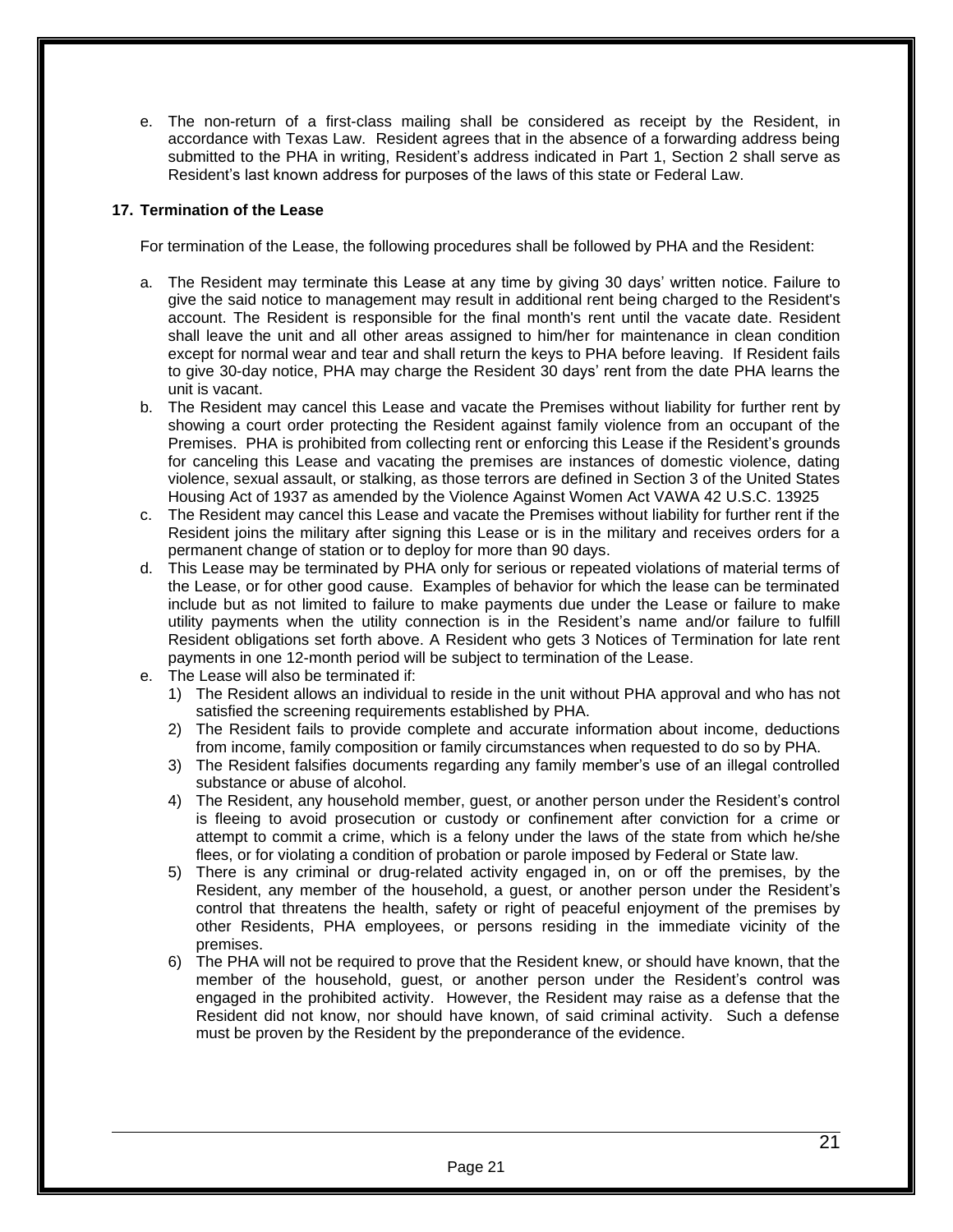e. The non-return of a first-class mailing shall be considered as receipt by the Resident, in accordance with Texas Law. Resident agrees that in the absence of a forwarding address being submitted to the PHA in writing, Resident's address indicated in Part 1, Section 2 shall serve as Resident's last known address for purposes of the laws of this state or Federal Law.

## 17. Termination of the Lease

For termination of the Lease, the following procedures shall be followed by PHA and the Resident:

a. The Resident may terminate this Lease at any time by giving 30 days' written notice. Failure to give the said notice to management may result in additional rent being charged to the Resident's account. The Resident is responsible for the final month's rent until the vacate date. Resident shall leave the unit and all other areas assigned to him/her for maintenance in clean condition except for normal wear and tear and shall return the keys to PHA before leaving. If Resident fails to give 30-day notice, PHA may charge the Resident 30 days' rent from the date PHA learns the unit is vacant.
b. The Resident may cancel this Lease and vacate the Premises without liability for further rent by showing a court order protecting the Resident against family violence from an occupant of the Premises. PHA is prohibited from collecting rent or enforcing this Lease if the Resident's grounds for canceling this Lease and vacating the premises are instances of domestic violence, dating violence, sexual assault, or stalking, as those terrors are defined in Section 3 of the United States Housing Act of 1937 as amended by the Violence Against Women Act VAWA 42 U.S.C. 13925
c. The Resident may cancel this Lease and vacate the Premises without liability for further rent if the Resident joins the military after signing this Lease or is in the military and receives orders for a permanent change of station or to deploy for more than 90 days.
d. This Lease may be terminated by PHA only for serious or repeated violations of material terms of the Lease, or for other good cause. Examples of behavior for which the lease can be terminated include but as not limited to failure to make payments due under the Lease or failure to make utility payments when the utility connection is in the Resident's name and/or failure to fulfill Resident obligations set forth above. A Resident who gets 3 Notices of Termination for late rent payments in one 12-month period will be subject to termination of the Lease.
e. The Lease will also be terminated if:
   1) The Resident allows an individual to reside in the unit without PHA approval and who has not satisfied the screening requirements established by PHA.
   2) The Resident fails to provide complete and accurate information about income, deductions from income, family composition or family circumstances when requested to do so by PHA.
   3) The Resident falsifies documents regarding any family member's use of an illegal controlled substance or abuse of alcohol.
   4) The Resident, any household member, guest, or another person under the Resident's control is fleeing to avoid prosecution or custody or confinement after conviction for a crime or attempt to commit a crime, which is a felony under the laws of the state from which he/she flees, or for violating a condition of probation or parole imposed by Federal or State law.
   5) There is any criminal or drug-related activity engaged in, on or off the premises, by the Resident, any member of the household, a guest, or another person under the Resident's control that threatens the health, safety or right of peaceful enjoyment of the premises by other Residents, PHA employees, or persons residing in the immediate vicinity of the premises.
   6) The PHA will not be required to prove that the Resident knew, or should have known, that the member of the household, guest, or another person under the Resident's control was engaged in the prohibited activity. However, the Resident may raise as a defense that the Resident did not know, nor should have known, of said criminal activity. Such a defense must be proven by the Resident by the preponderance of the evidence.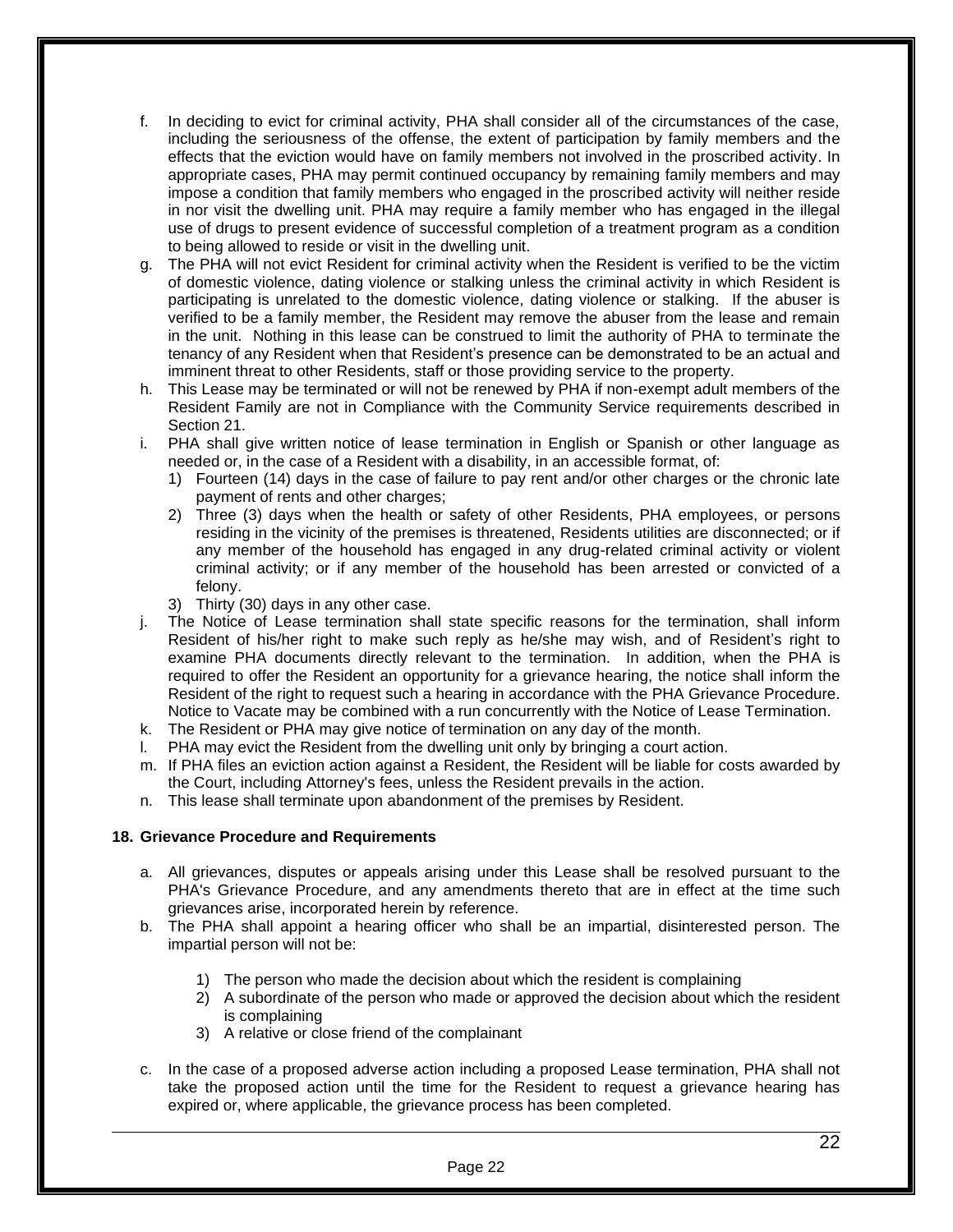f. In deciding to evict for criminal activity, PHA shall consider all of the circumstances of the case, including the seriousness of the offense, the extent of participation by family members and the effects that the eviction would have on family members not involved in the proscribed activity. In appropriate cases, PHA may permit continued occupancy by remaining family members and may impose a condition that family members who engaged in the proscribed activity will neither reside in nor visit the dwelling unit. PHA may require a family member who has engaged in the illegal use of drugs to present evidence of successful completion of a treatment program as a condition to being allowed to reside or visit in the dwelling unit.

g. The PHA will not evict Resident for criminal activity when the Resident is verified to be the victim of domestic violence, dating violence or stalking unless the criminal activity in which Resident is participating is unrelated to the domestic violence, dating violence or stalking. If the abuser is verified to be a family member, the Resident may remove the abuser from the lease and remain in the unit. Nothing in this lease can be construed to limit the authority of PHA to terminate the tenancy of any Resident when that Resident's presence can be demonstrated to be an actual and imminent threat to other Residents, staff or those providing service to the property.

h. This Lease may be terminated or will not be renewed by PHA if non-exempt adult members of the Resident Family are not in Compliance with the Community Service requirements described in Section 21.

i. PHA shall give written notice of lease termination in English or Spanish or other language as needed or, in the case of a Resident with a disability, in an accessible format, of:
   1) Fourteen (14) days in the case of failure to pay rent and/or other charges or the chronic late payment of rents and other charges;
   2) Three (3) days when the health or safety of other Residents, PHA employees, or persons residing in the vicinity of the premises is threatened, Residents utilities are disconnected; or if any member of the household has engaged in any drug-related criminal activity or violent criminal activity; or if any member of the household has been arrested or convicted of a felony.
   3) Thirty (30) days in any other case.

j. The Notice of Lease termination shall state specific reasons for the termination, shall inform Resident of his/her right to make such reply as he/she may wish, and of Resident's right to examine PHA documents directly relevant to the termination. In addition, when the PHA is required to offer the Resident an opportunity for a grievance hearing, the notice shall inform the Resident of the right to request such a hearing in accordance with the PHA Grievance Procedure. Notice to Vacate may be combined with a run concurrently with the Notice of Lease Termination.

k. The Resident or PHA may give notice of termination on any day of the month.

l. PHA may evict the Resident from the dwelling unit only by bringing a court action.

m. If PHA files an eviction action against a Resident, the Resident will be liable for costs awarded by the Court, including Attorney's fees, unless the Resident prevails in the action.

n. This lease shall terminate upon abandonment of the premises by Resident.

## 18. Grievance Procedure and Requirements

a. All grievances, disputes or appeals arising under this Lease shall be resolved pursuant to the PHA's Grievance Procedure, and any amendments thereto that are in effect at the time such grievances arise, incorporated herein by reference.

b. The PHA shall appoint a hearing officer who shall be an impartial, disinterested person. The impartial person will not be:
   1) The person who made the decision about which the resident is complaining
   2) A subordinate of the person who made or approved the decision about which the resident is complaining
   3) A relative or close friend of the complainant

c. In the case of a proposed adverse action including a proposed Lease termination, PHA shall not take the proposed action until the time for the Resident to request a grievance hearing has expired or, where applicable, the grievance process has been completed.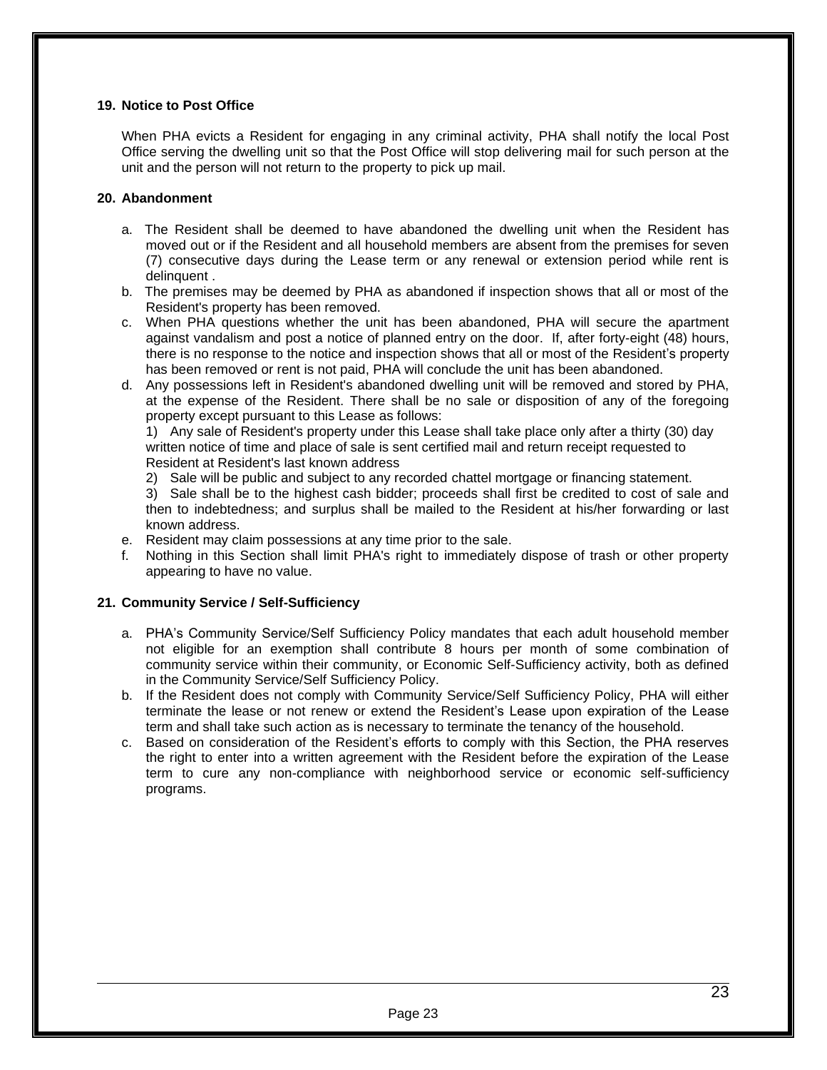### 19. Notice to Post Office

When PHA evicts a Resident for engaging in any criminal activity, PHA shall notify the local Post Office serving the dwelling unit so that the Post Office will stop delivering mail for such person at the unit and the person will not return to the property to pick up mail.

### 20. Abandonment

a. The Resident shall be deemed to have abandoned the dwelling unit when the Resident has moved out or if the Resident and all household members are absent from the premises for seven (7) consecutive days during the Lease term or any renewal or extension period while rent is delinquent .
b. The premises may be deemed by PHA as abandoned if inspection shows that all or most of the Resident's property has been removed.
c. When PHA questions whether the unit has been abandoned, PHA will secure the apartment against vandalism and post a notice of planned entry on the door. If, after forty-eight (48) hours, there is no response to the notice and inspection shows that all or most of the Resident's property has been removed or rent is not paid, PHA will conclude the unit has been abandoned.
d. Any possessions left in Resident's abandoned dwelling unit will be removed and stored by PHA, at the expense of the Resident. There shall be no sale or disposition of any of the foregoing property except pursuant to this Lease as follows:
   1) Any sale of Resident's property under this Lease shall take place only after a thirty (30) day written notice of time and place of sale is sent certified mail and return receipt requested to Resident at Resident's last known address
   2) Sale will be public and subject to any recorded chattel mortgage or financing statement.
   3) Sale shall be to the highest cash bidder; proceeds shall first be credited to cost of sale and then to indebtedness; and surplus shall be mailed to the Resident at his/her forwarding or last known address.
e. Resident may claim possessions at any time prior to the sale.
f. Nothing in this Section shall limit PHA's right to immediately dispose of trash or other property appearing to have no value.

### 21. Community Service / Self-Sufficiency

a. PHA's Community Service/Self Sufficiency Policy mandates that each adult household member not eligible for an exemption shall contribute 8 hours per month of some combination of community service within their community, or Economic Self-Sufficiency activity, both as defined in the Community Service/Self Sufficiency Policy.
b. If the Resident does not comply with Community Service/Self Sufficiency Policy, PHA will either terminate the lease or not renew or extend the Resident's Lease upon expiration of the Lease term and shall take such action as is necessary to terminate the tenancy of the household.
c. Based on consideration of the Resident's efforts to comply with this Section, the PHA reserves the right to enter into a written agreement with the Resident before the expiration of the Lease term to cure any non-compliance with neighborhood service or economic self-sufficiency programs.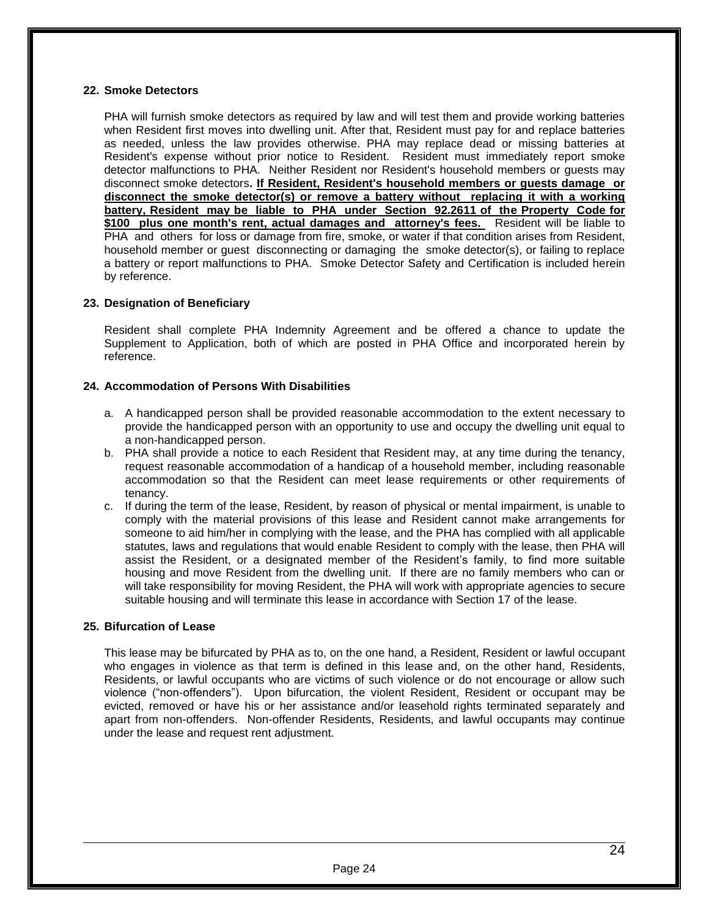## 22. Smoke Detectors

PHA will furnish smoke detectors as required by law and will test them and provide working batteries when Resident first moves into dwelling unit. After that, Resident must pay for and replace batteries as needed, unless the law provides otherwise. PHA may replace dead or missing batteries at Resident's expense without prior notice to Resident. Resident must immediately report smoke detector malfunctions to PHA. Neither Resident nor Resident's household members or guests may disconnect smoke detectors**. <u>If Resident, Resident's household members or guests damage or disconnect the smoke detector(s) or remove a battery without replacing it with a working battery, Resident may be liable to PHA under Section 92.2611 of the Property Code for $100 plus one month's rent, actual damages and attorney's fees.</u>** Resident will be liable to PHA and others for loss or damage from fire, smoke, or water if that condition arises from Resident, household member or guest disconnecting or damaging the smoke detector(s), or failing to replace a battery or report malfunctions to PHA. Smoke Detector Safety and Certification is included herein by reference.

## 23. Designation of Beneficiary

Resident shall complete PHA Indemnity Agreement and be offered a chance to update the Supplement to Application, both of which are posted in PHA Office and incorporated herein by reference.

## 24. Accommodation of Persons With Disabilities

a. A handicapped person shall be provided reasonable accommodation to the extent necessary to provide the handicapped person with an opportunity to use and occupy the dwelling unit equal to a non-handicapped person.
b. PHA shall provide a notice to each Resident that Resident may, at any time during the tenancy, request reasonable accommodation of a handicap of a household member, including reasonable accommodation so that the Resident can meet lease requirements or other requirements of tenancy.
c. If during the term of the lease, Resident, by reason of physical or mental impairment, is unable to comply with the material provisions of this lease and Resident cannot make arrangements for someone to aid him/her in complying with the lease, and the PHA has complied with all applicable statutes, laws and regulations that would enable Resident to comply with the lease, then PHA will assist the Resident, or a designated member of the Resident's family, to find more suitable housing and move Resident from the dwelling unit. If there are no family members who can or will take responsibility for moving Resident, the PHA will work with appropriate agencies to secure suitable housing and will terminate this lease in accordance with Section 17 of the lease.

## 25. Bifurcation of Lease

This lease may be bifurcated by PHA as to, on the one hand, a Resident, Resident or lawful occupant who engages in violence as that term is defined in this lease and, on the other hand, Residents, Residents, or lawful occupants who are victims of such violence or do not encourage or allow such violence ("non-offenders"). Upon bifurcation, the violent Resident, Resident or occupant may be evicted, removed or have his or her assistance and/or leasehold rights terminated separately and apart from non-offenders. Non-offender Residents, Residents, and lawful occupants may continue under the lease and request rent adjustment.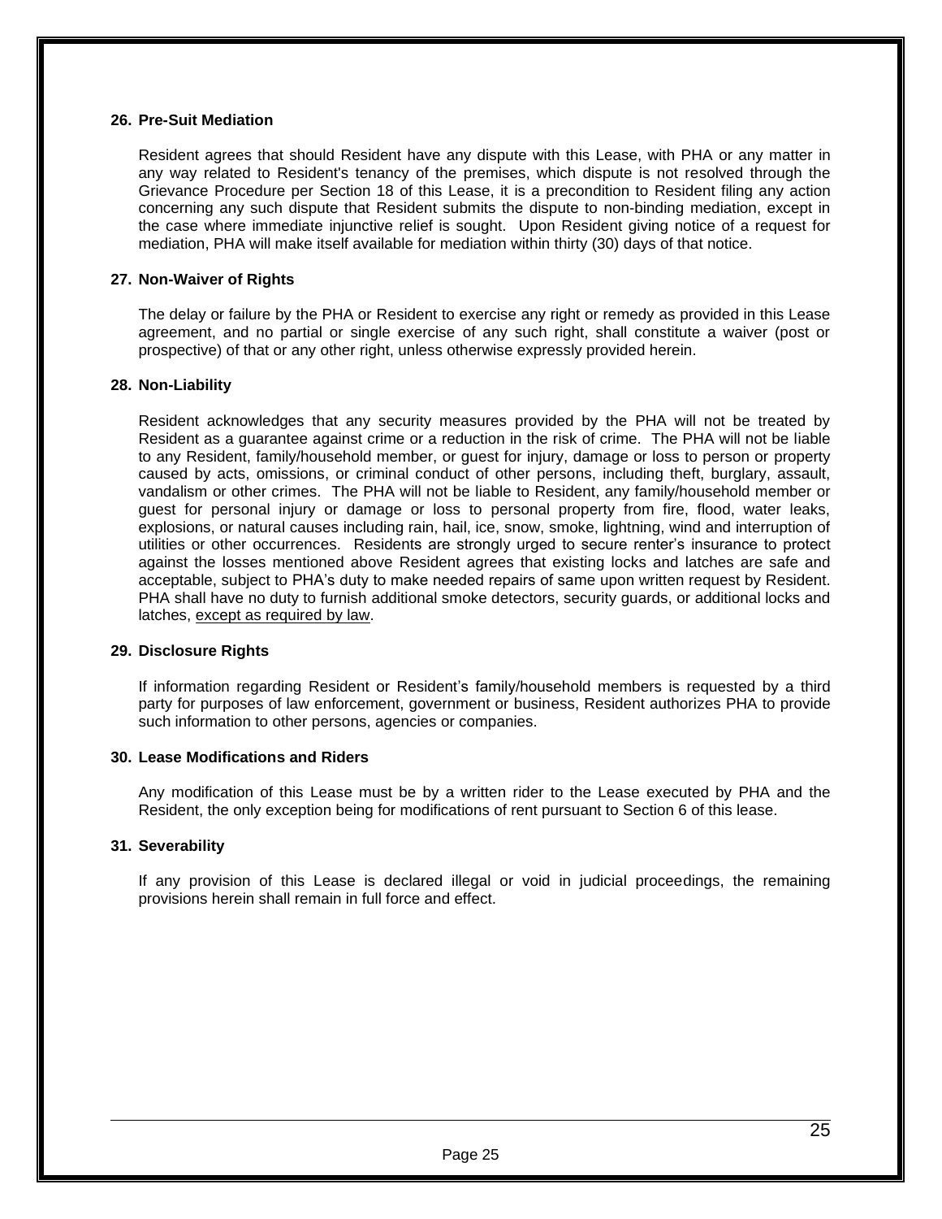**26. Pre-Suit Mediation**

Resident agrees that should Resident have any dispute with this Lease, with PHA or any matter in any way related to Resident's tenancy of the premises, which dispute is not resolved through the Grievance Procedure per Section 18 of this Lease, it is a precondition to Resident filing any action concerning any such dispute that Resident submits the dispute to non-binding mediation, except in the case where immediate injunctive relief is sought. Upon Resident giving notice of a request for mediation, PHA will make itself available for mediation within thirty (30) days of that notice.

**27. Non-Waiver of Rights**

The delay or failure by the PHA or Resident to exercise any right or remedy as provided in this Lease agreement, and no partial or single exercise of any such right, shall constitute a waiver (post or prospective) of that or any other right, unless otherwise expressly provided herein.

**28. Non-Liability**

Resident acknowledges that any security measures provided by the PHA will not be treated by Resident as a guarantee against crime or a reduction in the risk of crime. The PHA will not be liable to any Resident, family/household member, or guest for injury, damage or loss to person or property caused by acts, omissions, or criminal conduct of other persons, including theft, burglary, assault, vandalism or other crimes. The PHA will not be liable to Resident, any family/household member or guest for personal injury or damage or loss to personal property from fire, flood, water leaks, explosions, or natural causes including rain, hail, ice, snow, smoke, lightning, wind and interruption of utilities or other occurrences. Residents are strongly urged to secure renter's insurance to protect against the losses mentioned above Resident agrees that existing locks and latches are safe and acceptable, subject to PHA's duty to make needed repairs of same upon written request by Resident. PHA shall have no duty to furnish additional smoke detectors, security guards, or additional locks and latches, <u>except as required by law</u>.

**29. Disclosure Rights**

If information regarding Resident or Resident's family/household members is requested by a third party for purposes of law enforcement, government or business, Resident authorizes PHA to provide such information to other persons, agencies or companies.

**30. Lease Modifications and Riders**

Any modification of this Lease must be by a written rider to the Lease executed by PHA and the Resident, the only exception being for modifications of rent pursuant to Section 6 of this lease.

**31. Severability**

If any provision of this Lease is declared illegal or void in judicial proceedings, the remaining provisions herein shall remain in full force and effect.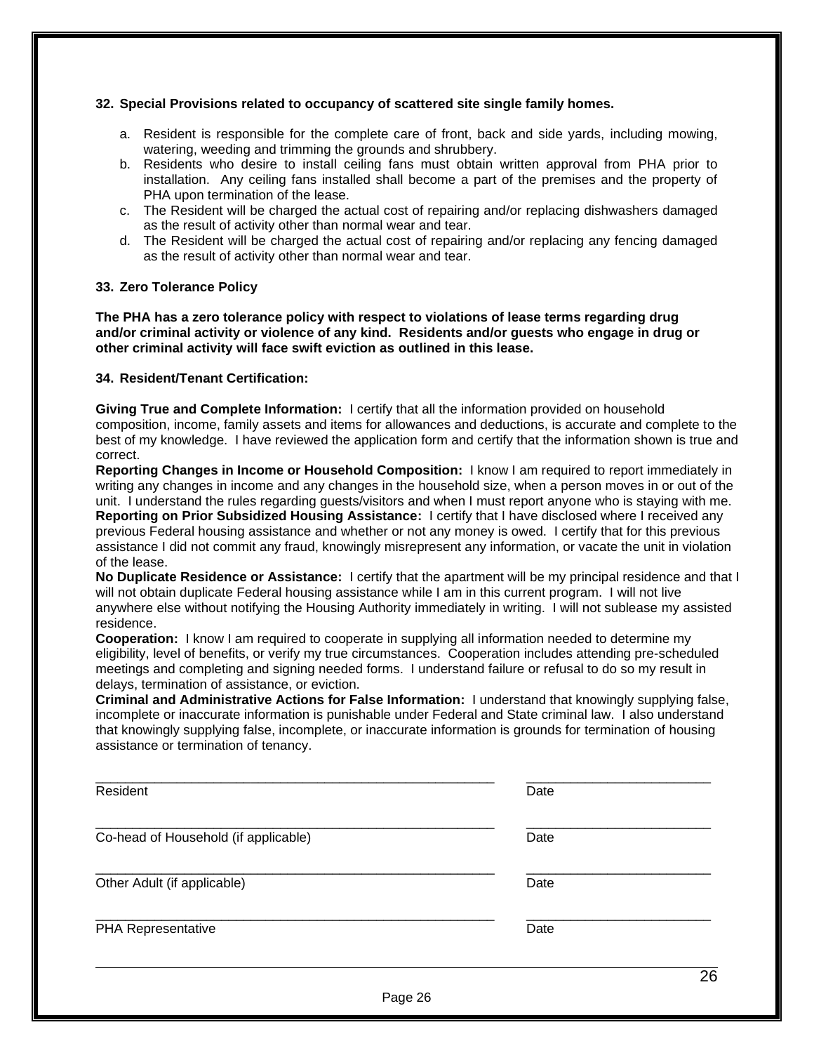**32. Special Provisions related to occupancy of scattered site single family homes.**

a. Resident is responsible for the complete care of front, back and side yards, including mowing, watering, weeding and trimming the grounds and shrubbery.
b. Residents who desire to install ceiling fans must obtain written approval from PHA prior to installation. Any ceiling fans installed shall become a part of the premises and the property of PHA upon termination of the lease.
c. The Resident will be charged the actual cost of repairing and/or replacing dishwashers damaged as the result of activity other than normal wear and tear.
d. The Resident will be charged the actual cost of repairing and/or replacing any fencing damaged as the result of activity other than normal wear and tear.

**33. Zero Tolerance Policy**

**The PHA has a zero tolerance policy with respect to violations of lease terms regarding drug and/or criminal activity or violence of any kind. Residents and/or guests who engage in drug or other criminal activity will face swift eviction as outlined in this lease.**

**34. Resident/Tenant Certification:**

**Giving True and Complete Information:** I certify that all the information provided on household composition, income, family assets and items for allowances and deductions, is accurate and complete to the best of my knowledge. I have reviewed the application form and certify that the information shown is true and correct.
**Reporting Changes in Income or Household Composition:** I know I am required to report immediately in writing any changes in income and any changes in the household size, when a person moves in or out of the unit. I understand the rules regarding guests/visitors and when I must report anyone who is staying with me.
**Reporting on Prior Subsidized Housing Assistance:** I certify that I have disclosed where I received any previous Federal housing assistance and whether or not any money is owed. I certify that for this previous assistance I did not commit any fraud, knowingly misrepresent any information, or vacate the unit in violation of the lease.
**No Duplicate Residence or Assistance:** I certify that the apartment will be my principal residence and that I will not obtain duplicate Federal housing assistance while I am in this current program. I will not live anywhere else without notifying the Housing Authority immediately in writing. I will not sublease my assisted residence.
**Cooperation:** I know I am required to cooperate in supplying all information needed to determine my eligibility, level of benefits, or verify my true circumstances. Cooperation includes attending pre-scheduled meetings and completing and signing needed forms. I understand failure or refusal to do so my result in delays, termination of assistance, or eviction.
**Criminal and Administrative Actions for False Information:** I understand that knowingly supplying false, incomplete or inaccurate information is punishable under Federal and State criminal law. I also understand that knowingly supplying false, incomplete, or inaccurate information is grounds for termination of housing assistance or termination of tenancy.

_______________________________________________________ _________________________
Resident Date

_______________________________________________________ _________________________
Co-head of Household (if applicable) Date

_______________________________________________________ _________________________
Other Adult (if applicable) Date

_______________________________________________________ _________________________
PHA Representative Date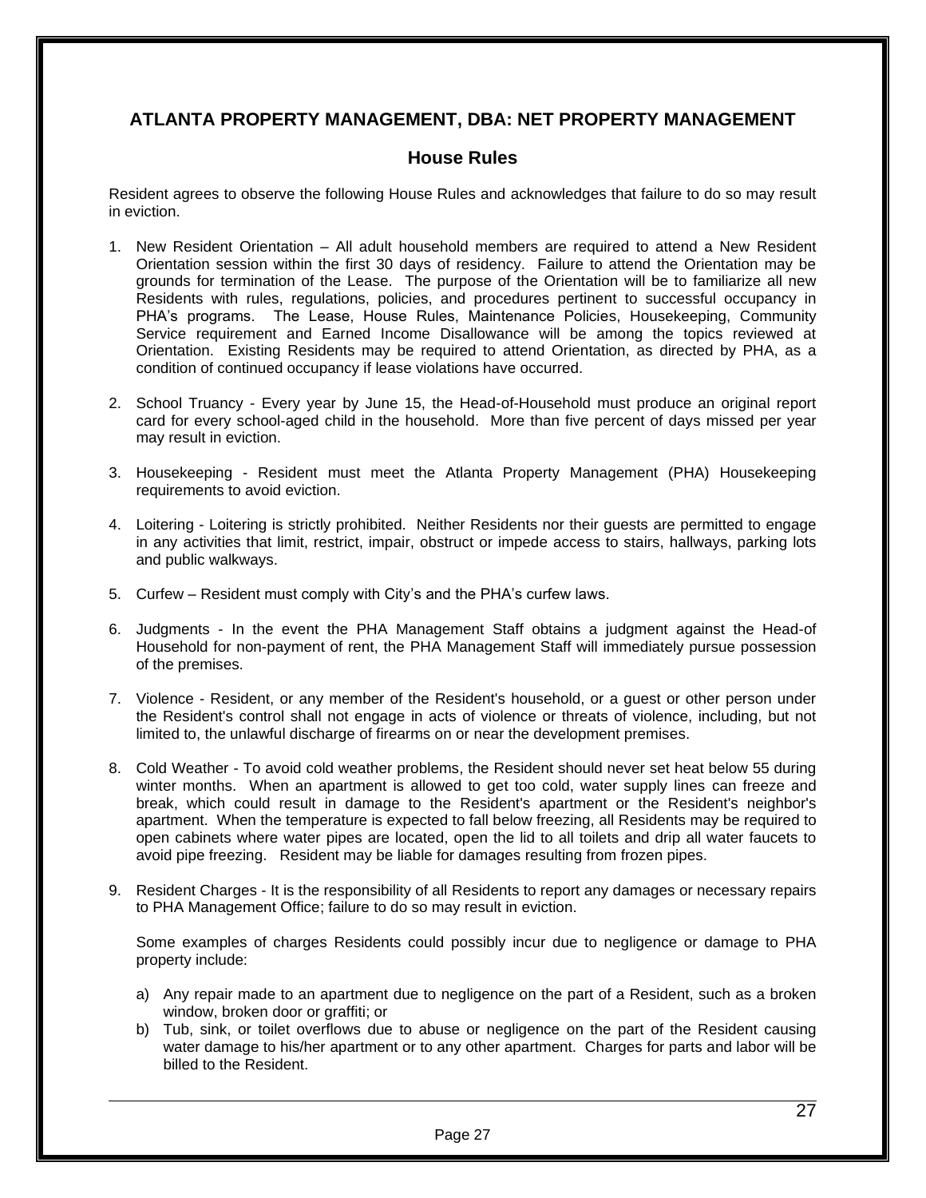## ATLANTA PROPERTY MANAGEMENT, DBA: NET PROPERTY MANAGEMENT

### House Rules

Resident agrees to observe the following House Rules and acknowledges that failure to do so may result in eviction.

1. New Resident Orientation – All adult household members are required to attend a New Resident Orientation session within the first 30 days of residency. Failure to attend the Orientation may be grounds for termination of the Lease. The purpose of the Orientation will be to familiarize all new Residents with rules, regulations, policies, and procedures pertinent to successful occupancy in PHA's programs. The Lease, House Rules, Maintenance Policies, Housekeeping, Community Service requirement and Earned Income Disallowance will be among the topics reviewed at Orientation. Existing Residents may be required to attend Orientation, as directed by PHA, as a condition of continued occupancy if lease violations have occurred.

2. School Truancy - Every year by June 15, the Head-of-Household must produce an original report card for every school-aged child in the household. More than five percent of days missed per year may result in eviction.

3. Housekeeping - Resident must meet the Atlanta Property Management (PHA) Housekeeping requirements to avoid eviction.

4. Loitering - Loitering is strictly prohibited. Neither Residents nor their guests are permitted to engage in any activities that limit, restrict, impair, obstruct or impede access to stairs, hallways, parking lots and public walkways.

5. Curfew – Resident must comply with City's and the PHA's curfew laws.

6. Judgments - In the event the PHA Management Staff obtains a judgment against the Head-of Household for non-payment of rent, the PHA Management Staff will immediately pursue possession of the premises.

7. Violence - Resident, or any member of the Resident's household, or a guest or other person under the Resident's control shall not engage in acts of violence or threats of violence, including, but not limited to, the unlawful discharge of firearms on or near the development premises.

8. Cold Weather - To avoid cold weather problems, the Resident should never set heat below 55 during winter months. When an apartment is allowed to get too cold, water supply lines can freeze and break, which could result in damage to the Resident's apartment or the Resident's neighbor's apartment. When the temperature is expected to fall below freezing, all Residents may be required to open cabinets where water pipes are located, open the lid to all toilets and drip all water faucets to avoid pipe freezing. Resident may be liable for damages resulting from frozen pipes.

9. Resident Charges - It is the responsibility of all Residents to report any damages or necessary repairs to PHA Management Office; failure to do so may result in eviction.

   Some examples of charges Residents could possibly incur due to negligence or damage to PHA property include:

   a) Any repair made to an apartment due to negligence on the part of a Resident, such as a broken window, broken door or graffiti; or
   b) Tub, sink, or toilet overflows due to abuse or negligence on the part of the Resident causing water damage to his/her apartment or to any other apartment. Charges for parts and labor will be billed to the Resident.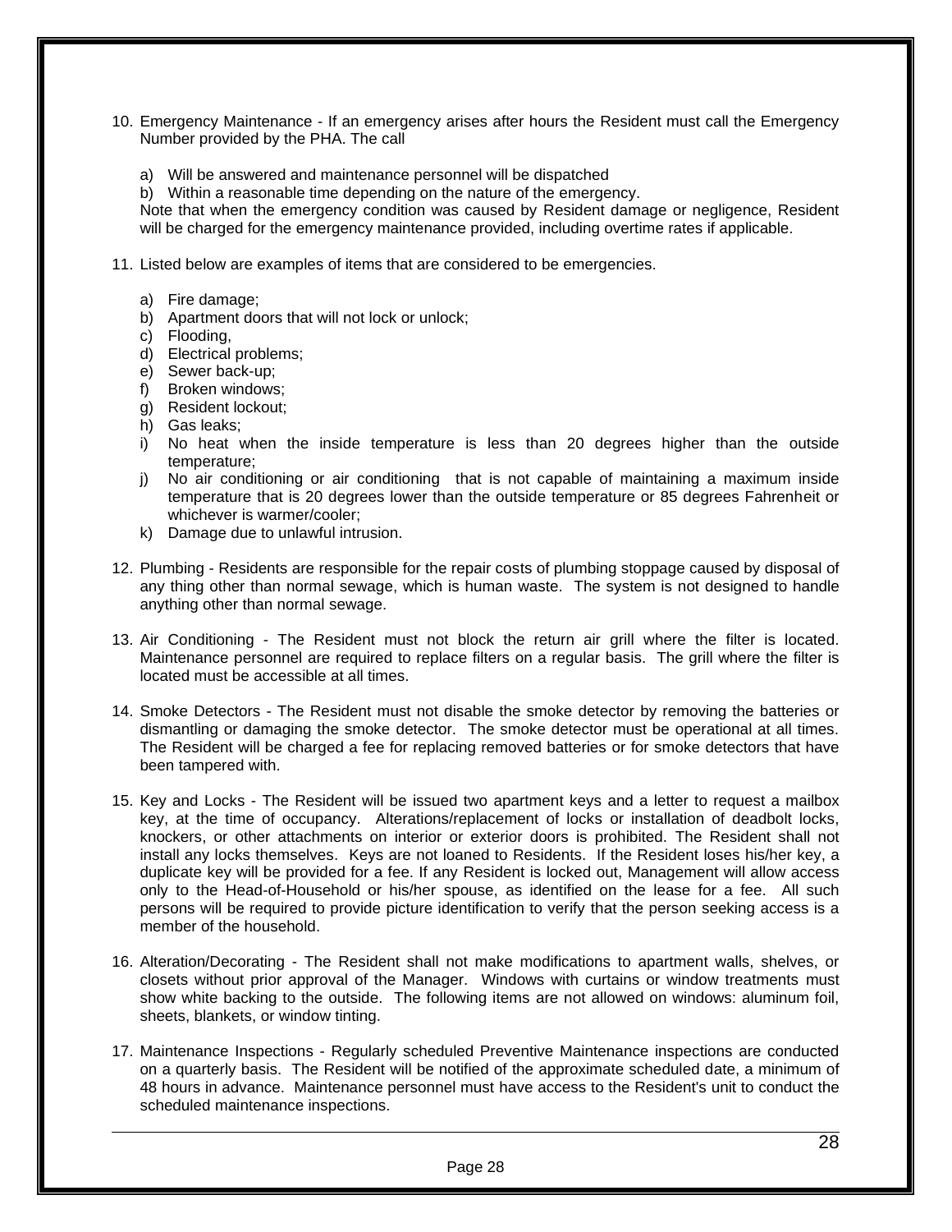10. Emergency Maintenance - If an emergency arises after hours the Resident must call the Emergency Number provided by the PHA. The call

    a) Will be answered and maintenance personnel will be dispatched
    b) Within a reasonable time depending on the nature of the emergency.

    Note that when the emergency condition was caused by Resident damage or negligence, Resident will be charged for the emergency maintenance provided, including overtime rates if applicable.

11. Listed below are examples of items that are considered to be emergencies.

    a) Fire damage;
    b) Apartment doors that will not lock or unlock;
    c) Flooding,
    d) Electrical problems;
    e) Sewer back-up;
    f) Broken windows;
    g) Resident lockout;
    h) Gas leaks;
    i) No heat when the inside temperature is less than 20 degrees higher than the outside temperature;
    j) No air conditioning or air conditioning that is not capable of maintaining a maximum inside temperature that is 20 degrees lower than the outside temperature or 85 degrees Fahrenheit or whichever is warmer/cooler;
    k) Damage due to unlawful intrusion.

12. Plumbing - Residents are responsible for the repair costs of plumbing stoppage caused by disposal of any thing other than normal sewage, which is human waste. The system is not designed to handle anything other than normal sewage.

13. Air Conditioning - The Resident must not block the return air grill where the filter is located. Maintenance personnel are required to replace filters on a regular basis. The grill where the filter is located must be accessible at all times.

14. Smoke Detectors - The Resident must not disable the smoke detector by removing the batteries or dismantling or damaging the smoke detector. The smoke detector must be operational at all times. The Resident will be charged a fee for replacing removed batteries or for smoke detectors that have been tampered with.

15. Key and Locks - The Resident will be issued two apartment keys and a letter to request a mailbox key, at the time of occupancy. Alterations/replacement of locks or installation of deadbolt locks, knockers, or other attachments on interior or exterior doors is prohibited. The Resident shall not install any locks themselves. Keys are not loaned to Residents. If the Resident loses his/her key, a duplicate key will be provided for a fee. If any Resident is locked out, Management will allow access only to the Head-of-Household or his/her spouse, as identified on the lease for a fee. All such persons will be required to provide picture identification to verify that the person seeking access is a member of the household.

16. Alteration/Decorating - The Resident shall not make modifications to apartment walls, shelves, or closets without prior approval of the Manager. Windows with curtains or window treatments must show white backing to the outside. The following items are not allowed on windows: aluminum foil, sheets, blankets, or window tinting.

17. Maintenance Inspections - Regularly scheduled Preventive Maintenance inspections are conducted on a quarterly basis. The Resident will be notified of the approximate scheduled date, a minimum of 48 hours in advance. Maintenance personnel must have access to the Resident's unit to conduct the scheduled maintenance inspections.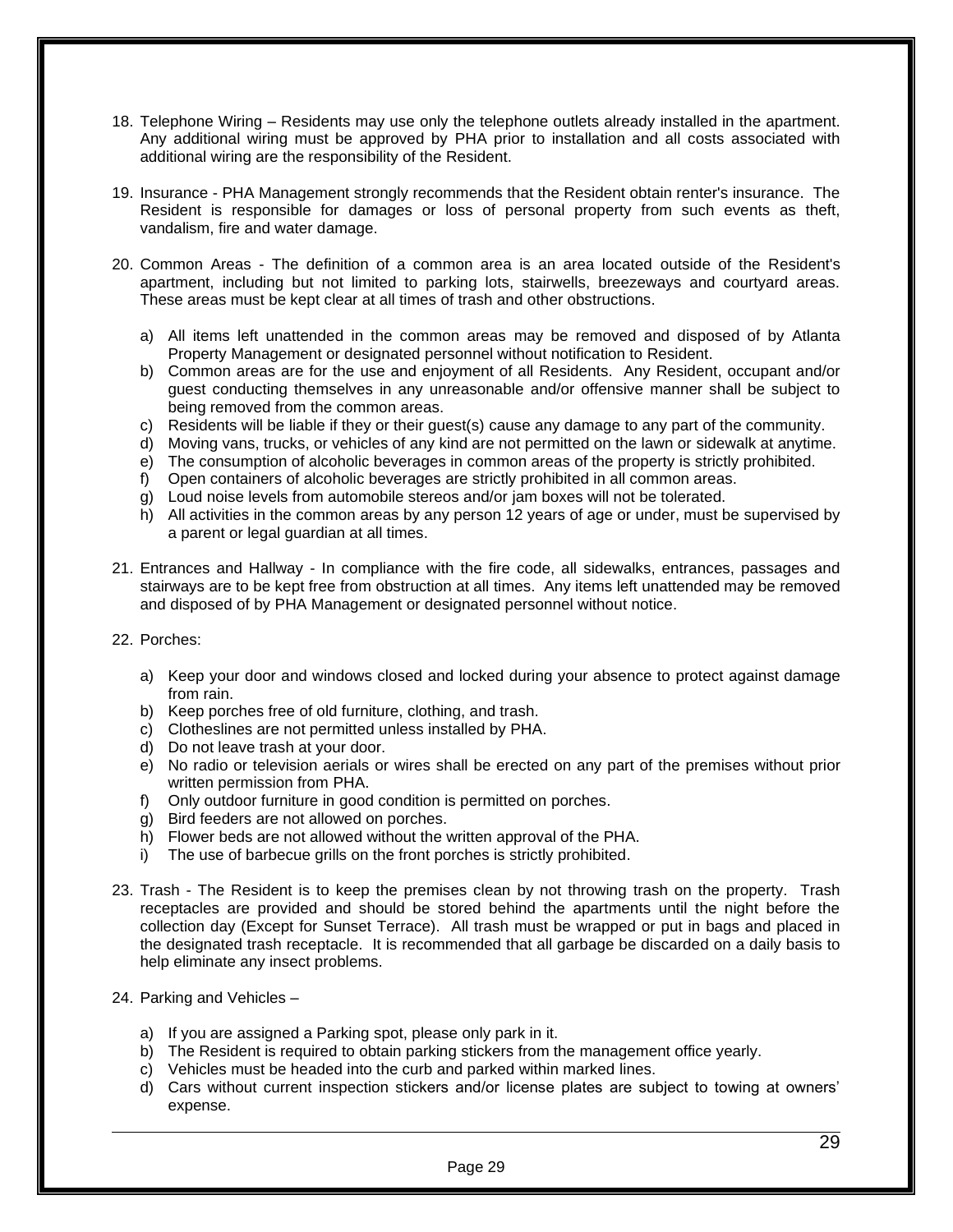18. Telephone Wiring – Residents may use only the telephone outlets already installed in the apartment. Any additional wiring must be approved by PHA prior to installation and all costs associated with additional wiring are the responsibility of the Resident.

19. Insurance - PHA Management strongly recommends that the Resident obtain renter's insurance. The Resident is responsible for damages or loss of personal property from such events as theft, vandalism, fire and water damage.

20. Common Areas - The definition of a common area is an area located outside of the Resident's apartment, including but not limited to parking lots, stairwells, breezeways and courtyard areas. These areas must be kept clear at all times of trash and other obstructions.

    a) All items left unattended in the common areas may be removed and disposed of by Atlanta Property Management or designated personnel without notification to Resident.
    b) Common areas are for the use and enjoyment of all Residents. Any Resident, occupant and/or guest conducting themselves in any unreasonable and/or offensive manner shall be subject to being removed from the common areas.
    c) Residents will be liable if they or their guest(s) cause any damage to any part of the community.
    d) Moving vans, trucks, or vehicles of any kind are not permitted on the lawn or sidewalk at anytime.
    e) The consumption of alcoholic beverages in common areas of the property is strictly prohibited.
    f) Open containers of alcoholic beverages are strictly prohibited in all common areas.
    g) Loud noise levels from automobile stereos and/or jam boxes will not be tolerated.
    h) All activities in the common areas by any person 12 years of age or under, must be supervised by a parent or legal guardian at all times.

21. Entrances and Hallway - In compliance with the fire code, all sidewalks, entrances, passages and stairways are to be kept free from obstruction at all times. Any items left unattended may be removed and disposed of by PHA Management or designated personnel without notice.

22. Porches:

    a) Keep your door and windows closed and locked during your absence to protect against damage from rain.
    b) Keep porches free of old furniture, clothing, and trash.
    c) Clotheslines are not permitted unless installed by PHA.
    d) Do not leave trash at your door.
    e) No radio or television aerials or wires shall be erected on any part of the premises without prior written permission from PHA.
    f) Only outdoor furniture in good condition is permitted on porches.
    g) Bird feeders are not allowed on porches.
    h) Flower beds are not allowed without the written approval of the PHA.
    i) The use of barbecue grills on the front porches is strictly prohibited.

23. Trash - The Resident is to keep the premises clean by not throwing trash on the property. Trash receptacles are provided and should be stored behind the apartments until the night before the collection day (Except for Sunset Terrace). All trash must be wrapped or put in bags and placed in the designated trash receptacle. It is recommended that all garbage be discarded on a daily basis to help eliminate any insect problems.

24. Parking and Vehicles –

    a) If you are assigned a Parking spot, please only park in it.
    b) The Resident is required to obtain parking stickers from the management office yearly.
    c) Vehicles must be headed into the curb and parked within marked lines.
    d) Cars without current inspection stickers and/or license plates are subject to towing at owners' expense.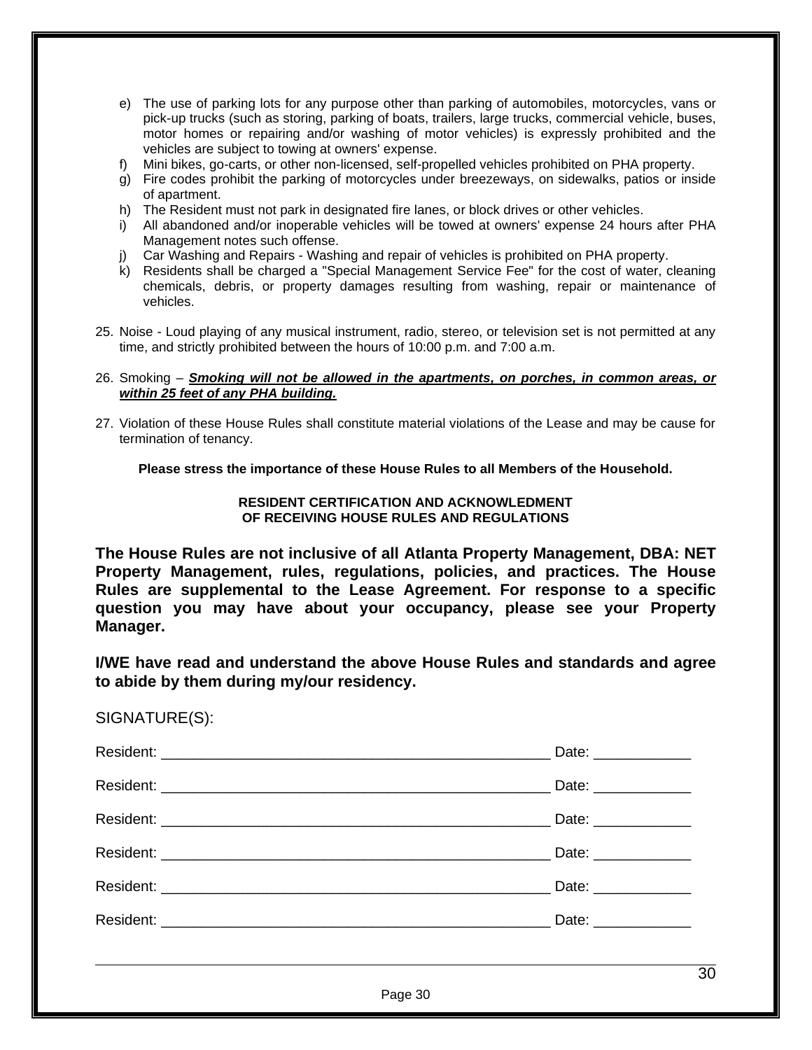e) The use of parking lots for any purpose other than parking of automobiles, motorcycles, vans or pick-up trucks (such as storing, parking of boats, trailers, large trucks, commercial vehicle, buses, motor homes or repairing and/or washing of motor vehicles) is expressly prohibited and the vehicles are subject to towing at owners' expense.
f) Mini bikes, go-carts, or other non-licensed, self-propelled vehicles prohibited on PHA property.
g) Fire codes prohibit the parking of motorcycles under breezeways, on sidewalks, patios or inside of apartment.
h) The Resident must not park in designated fire lanes, or block drives or other vehicles.
i) All abandoned and/or inoperable vehicles will be towed at owners' expense 24 hours after PHA Management notes such offense.
j) Car Washing and Repairs - Washing and repair of vehicles is prohibited on PHA property.
k) Residents shall be charged a "Special Management Service Fee" for the cost of water, cleaning chemicals, debris, or property damages resulting from washing, repair or maintenance of vehicles.

25. Noise - Loud playing of any musical instrument, radio, stereo, or television set is not permitted at any time, and strictly prohibited between the hours of 10:00 p.m. and 7:00 a.m.

26. Smoking – ***Smoking will not be allowed in the apartments, on porches, in common areas, or within 25 feet of any PHA building.***

27. Violation of these House Rules shall constitute material violations of the Lease and may be cause for termination of tenancy.

**Please stress the importance of these House Rules to all Members of the Household.**

**RESIDENT CERTIFICATION AND ACKNOWLEDMENT OF RECEIVING HOUSE RULES AND REGULATIONS**

**The House Rules are not inclusive of all Atlanta Property Management, DBA: NET Property Management, rules, regulations, policies, and practices. The House Rules are supplemental to the Lease Agreement. For response to a specific question you may have about your occupancy, please see your Property Manager.**

**I/WE have read and understand the above House Rules and standards and agree to abide by them during my/our residency.**

SIGNATURE(S):

Resident: _______________________________________________ Date: ____________

Resident: _______________________________________________ Date: ____________

Resident: _______________________________________________ Date: ____________

Resident: _______________________________________________ Date: ____________

Resident: _______________________________________________ Date: ____________

Resident: _______________________________________________ Date: ____________